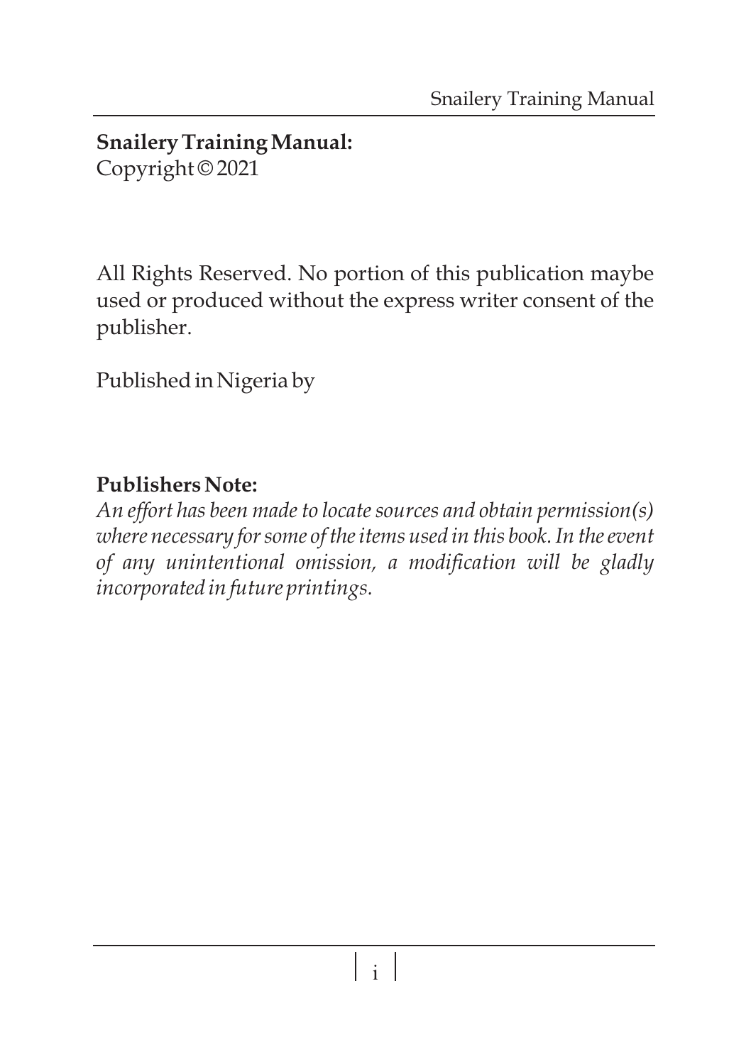**Snailery Training Manual:**
Copyright © 2021

All Rights Reserved. No portion of this publication maybe used or produced without the express writer consent of the publisher.

Published in Nigeria by

**Publishers Note:**
*An effort has been made to locate sources and obtain permission(s) where necessary for some of the items used in this book. In the event of any unintentional omission, a modification will be gladly incorporated in future printings.*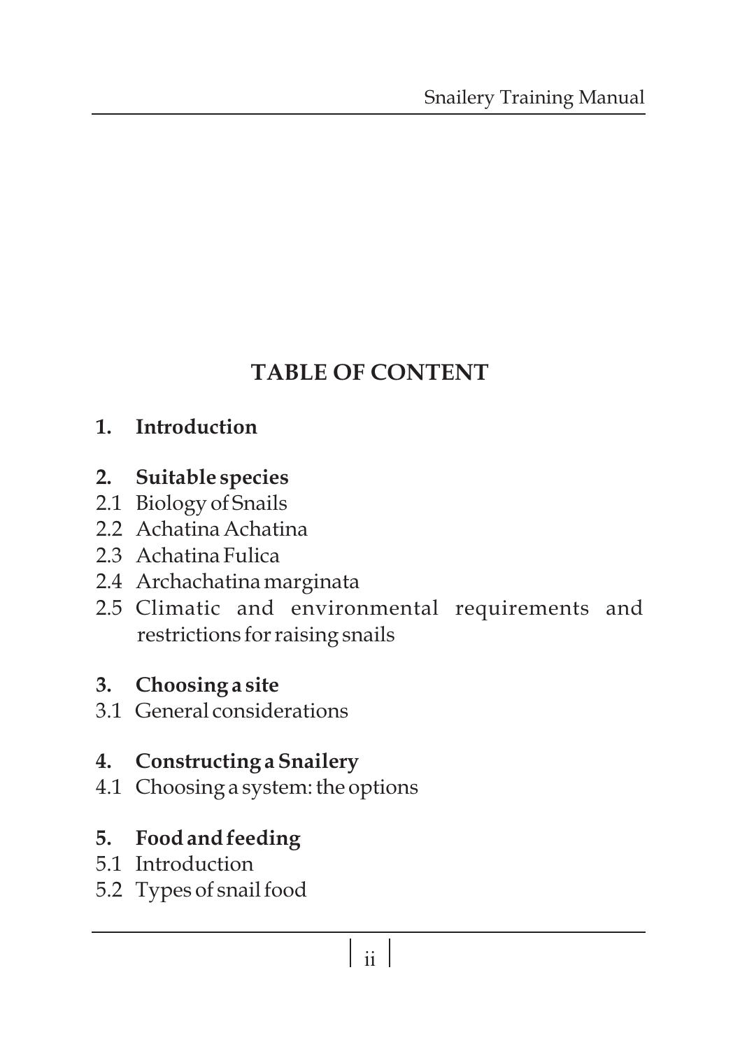# TABLE OF CONTENT

**1. Introduction**

**2. Suitable species**

2.1 Biology of Snails

2.2 Achatina Achatina

2.3 Achatina Fulica

2.4 Archachatina marginata

2.5 Climatic and environmental requirements and restrictions for raising snails

**3. Choosing a site**

3.1 General considerations

**4. Constructing a Snailery**

4.1 Choosing a system: the options

**5. Food and feeding**

5.1 Introduction

5.2 Types of snail food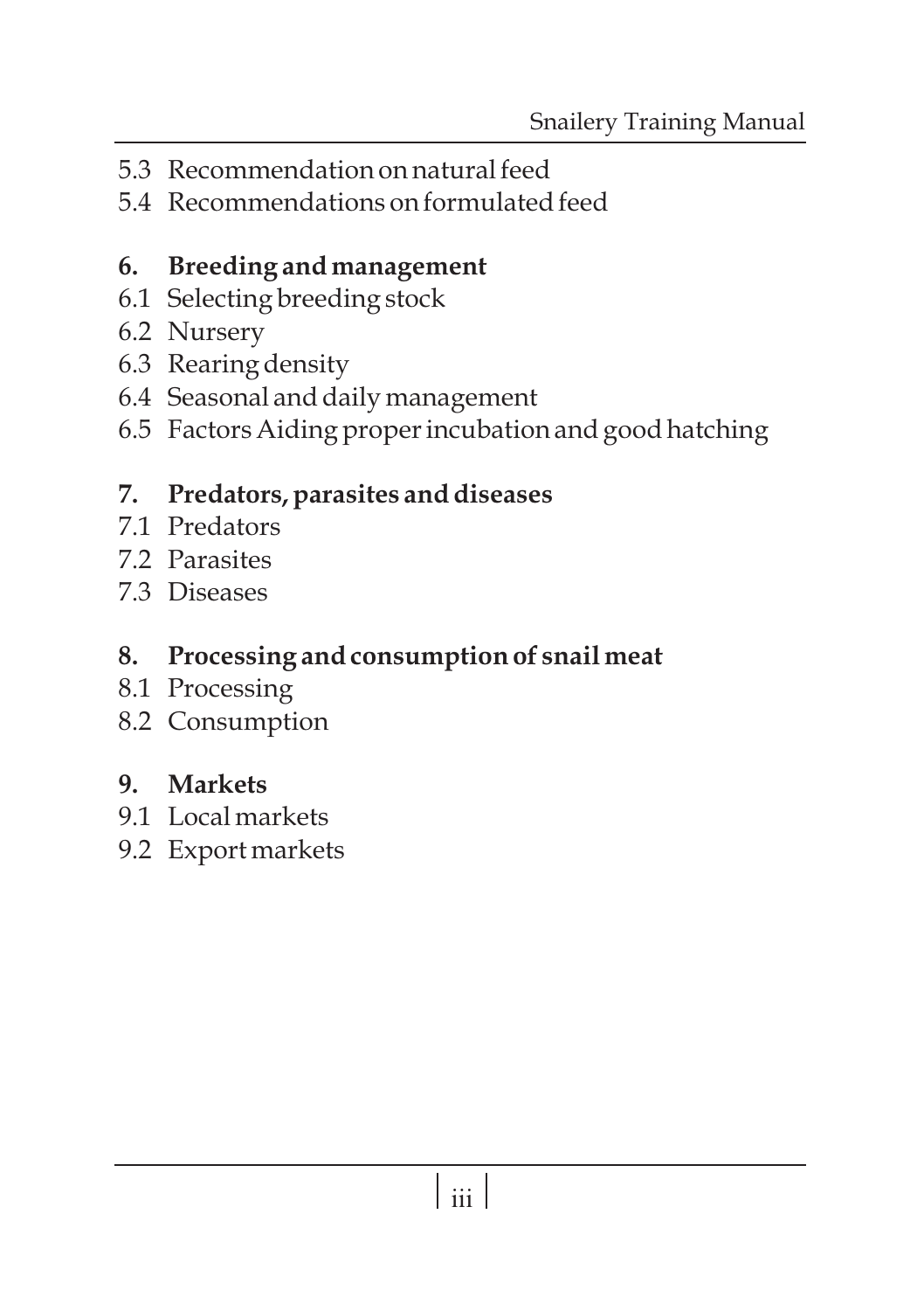5.3 Recommendation on natural feed
5.4 Recommendations on formulated feed

**6. Breeding and management**

6.1 Selecting breeding stock
6.2 Nursery
6.3 Rearing density
6.4 Seasonal and daily management
6.5 Factors Aiding proper incubation and good hatching

**7. Predators, parasites and diseases**

7.1 Predators
7.2 Parasites
7.3 Diseases

**8. Processing and consumption of snail meat**

8.1 Processing
8.2 Consumption

**9. Markets**

9.1 Local markets
9.2 Export markets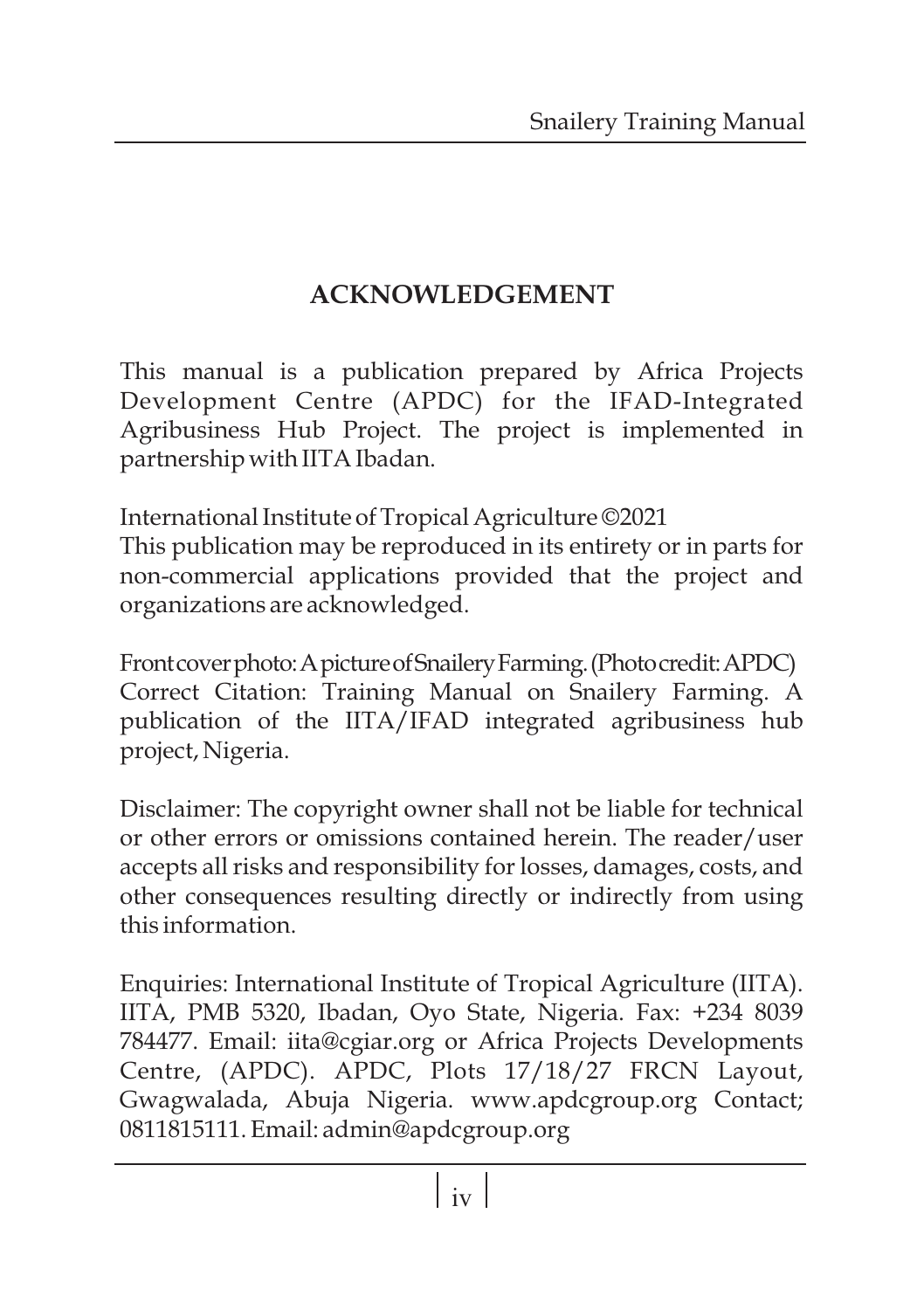# ACKNOWLEDGEMENT

This manual is a publication prepared by Africa Projects Development Centre (APDC) for the IFAD-Integrated Agribusiness Hub Project. The project is implemented in partnership with IITA Ibadan.

International Institute of Tropical Agriculture ©2021
This publication may be reproduced in its entirety or in parts for non-commercial applications provided that the project and organizations are acknowledged.

Front cover photo: A picture of Snailery Farming. (Photo credit: APDC)
Correct Citation: Training Manual on Snailery Farming. A publication of the IITA/IFAD integrated agribusiness hub project, Nigeria.

Disclaimer: The copyright owner shall not be liable for technical or other errors or omissions contained herein. The reader/user accepts all risks and responsibility for losses, damages, costs, and other consequences resulting directly or indirectly from using this information.

Enquiries: International Institute of Tropical Agriculture (IITA). IITA, PMB 5320, Ibadan, Oyo State, Nigeria. Fax: +234 8039 784477. Email: iita@cgiar.org or Africa Projects Developments Centre, (APDC). APDC, Plots 17/18/27 FRCN Layout, Gwagwalada, Abuja Nigeria. www.apdcgroup.org Contact; 0811815111. Email: admin@apdcgroup.org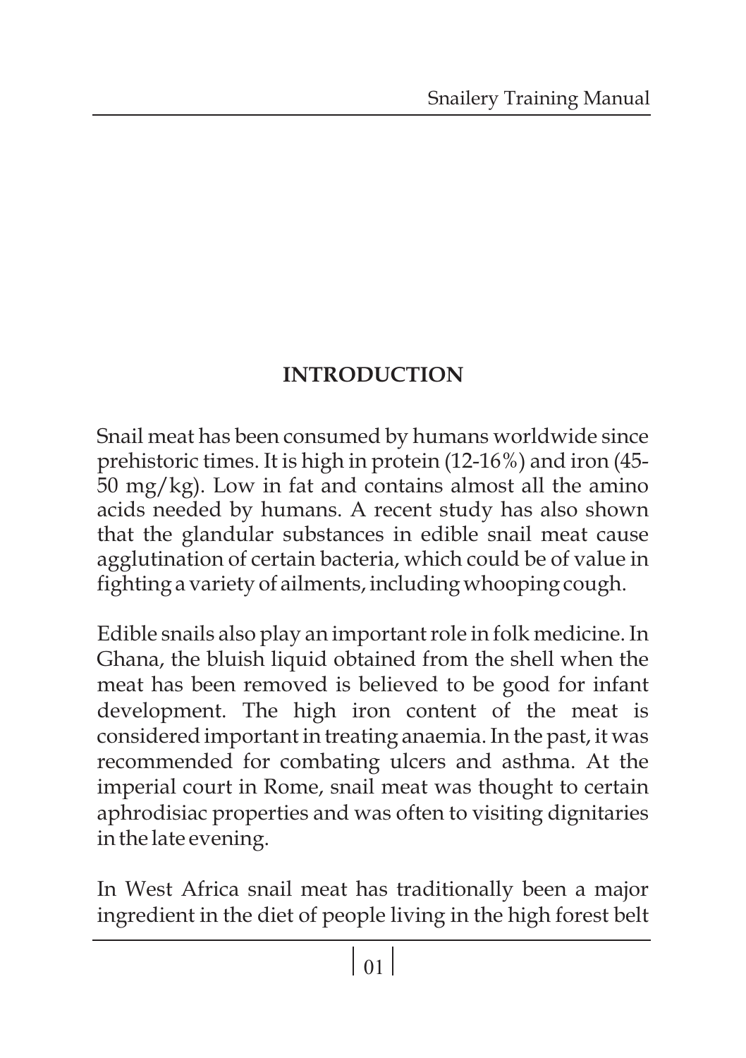# INTRODUCTION

Snail meat has been consumed by humans worldwide since prehistoric times. It is high in protein (12-16%) and iron (45-50 mg/kg). Low in fat and contains almost all the amino acids needed by humans. A recent study has also shown that the glandular substances in edible snail meat cause agglutination of certain bacteria, which could be of value in fighting a variety of ailments, including whooping cough.

Edible snails also play an important role in folk medicine. In Ghana, the bluish liquid obtained from the shell when the meat has been removed is believed to be good for infant development. The high iron content of the meat is considered important in treating anaemia. In the past, it was recommended for combating ulcers and asthma. At the imperial court in Rome, snail meat was thought to certain aphrodisiac properties and was often to visiting dignitaries in the late evening.

In West Africa snail meat has traditionally been a major ingredient in the diet of people living in the high forest belt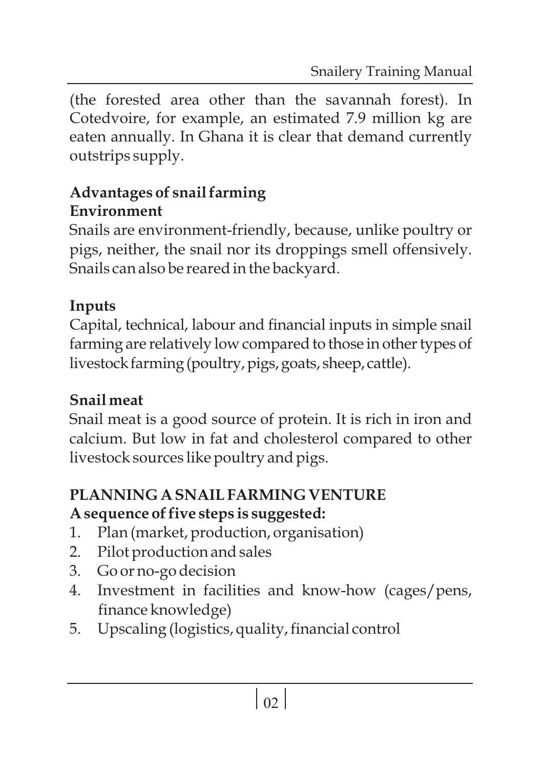(the forested area other than the savannah forest). In Cotedvoire, for example, an estimated 7.9 million kg are eaten annually. In Ghana it is clear that demand currently outstrips supply.

## Advantages of snail farming

### Environment

Snails are environment-friendly, because, unlike poultry or pigs, neither, the snail nor its droppings smell offensively. Snails can also be reared in the backyard.

### Inputs

Capital, technical, labour and financial inputs in simple snail farming are relatively low compared to those in other types of livestock farming (poultry, pigs, goats, sheep, cattle).

### Snail meat

Snail meat is a good source of protein. It is rich in iron and calcium. But low in fat and cholesterol compared to other livestock sources like poultry and pigs.

## PLANNING A SNAIL FARMING VENTURE

**A sequence of five steps is suggested:**

1. Plan (market, production, organisation)
2. Pilot production and sales
3. Go or no-go decision
4. Investment in facilities and know-how (cages/pens, finance knowledge)
5. Upscaling (logistics, quality, financial control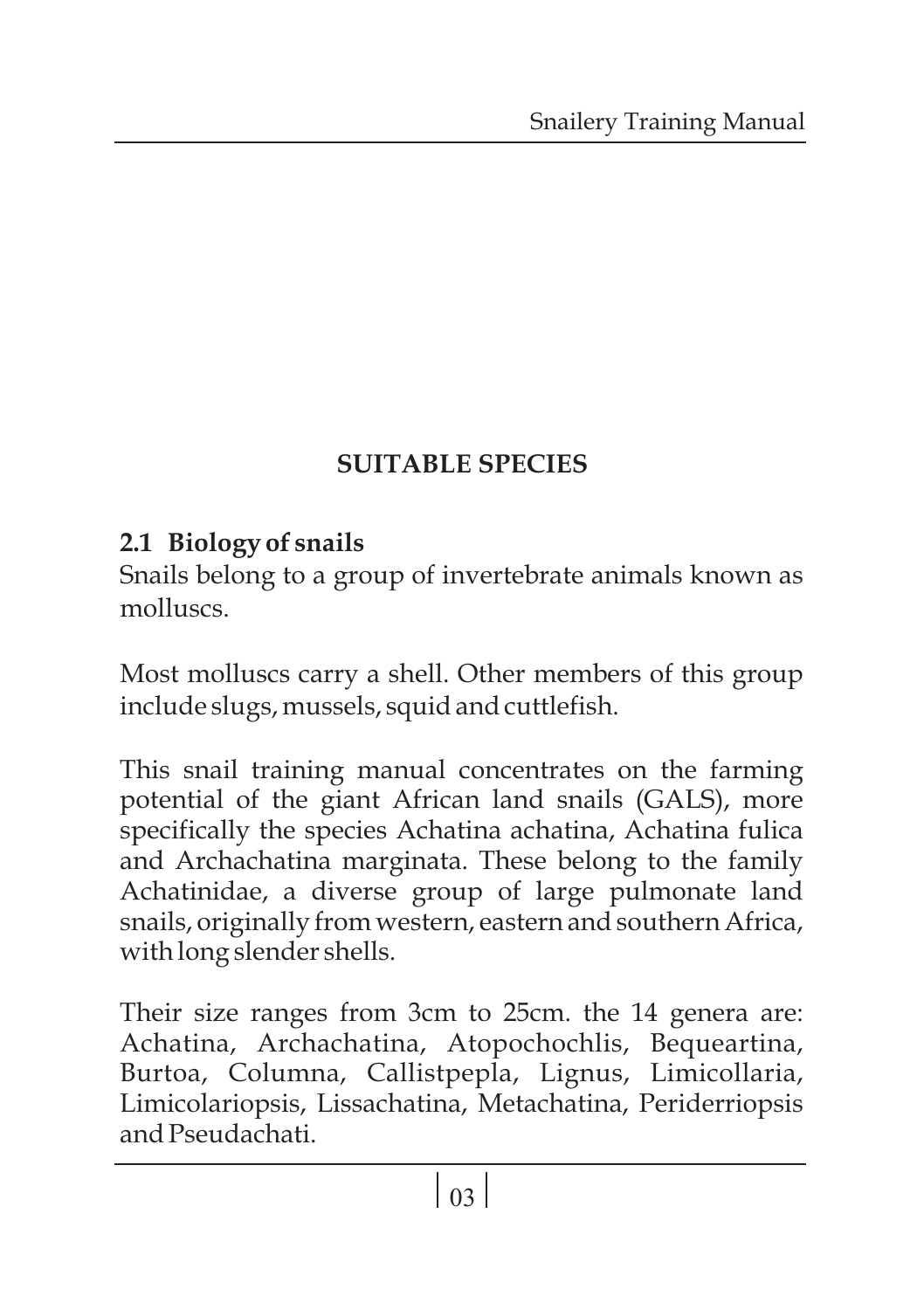# SUITABLE SPECIES

## 2.1 Biology of snails

Snails belong to a group of invertebrate animals known as molluscs.

Most molluscs carry a shell. Other members of this group include slugs, mussels, squid and cuttlefish.

This snail training manual concentrates on the farming potential of the giant African land snails (GALS), more specifically the species Achatina achatina, Achatina fulica and Archachatina marginata. These belong to the family Achatinidae, a diverse group of large pulmonate land snails, originally from western, eastern and southern Africa, with long slender shells.

Their size ranges from 3cm to 25cm. the 14 genera are: Achatina, Archachatina, Atopochochlis, Bequeartina, Burtoa, Columna, Callistpepla, Lignus, Limicollaria, Limicolariopsis, Lissachatina, Metachatina, Periderriopsis and Pseudachati.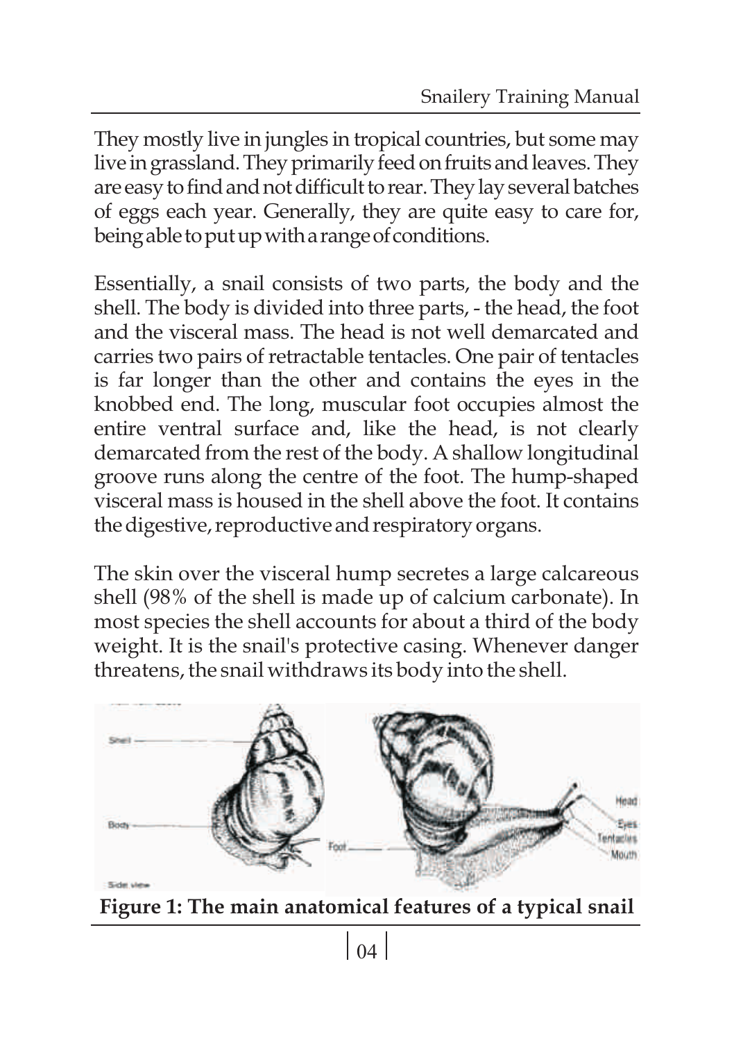They mostly live in jungles in tropical countries, but some may live in grassland. They primarily feed on fruits and leaves. They are easy to find and not difficult to rear. They lay several batches of eggs each year. Generally, they are quite easy to care for, being able to put up with a range of conditions.

Essentially, a snail consists of two parts, the body and the shell. The body is divided into three parts, - the head, the foot and the visceral mass. The head is not well demarcated and carries two pairs of retractable tentacles. One pair of tentacles is far longer than the other and contains the eyes in the knobbed end. The long, muscular foot occupies almost the entire ventral surface and, like the head, is not clearly demarcated from the rest of the body. A shallow longitudinal groove runs along the centre of the foot. The hump-shaped visceral mass is housed in the shell above the foot. It contains the digestive, reproductive and respiratory organs.

The skin over the visceral hump secretes a large calcareous shell (98% of the shell is made up of calcium carbonate). In most species the shell accounts for about a third of the body weight. It is the snail's protective casing. Whenever danger threatens, the snail withdraws its body into the shell.

**Figure 1: The main anatomical features of a typical snail**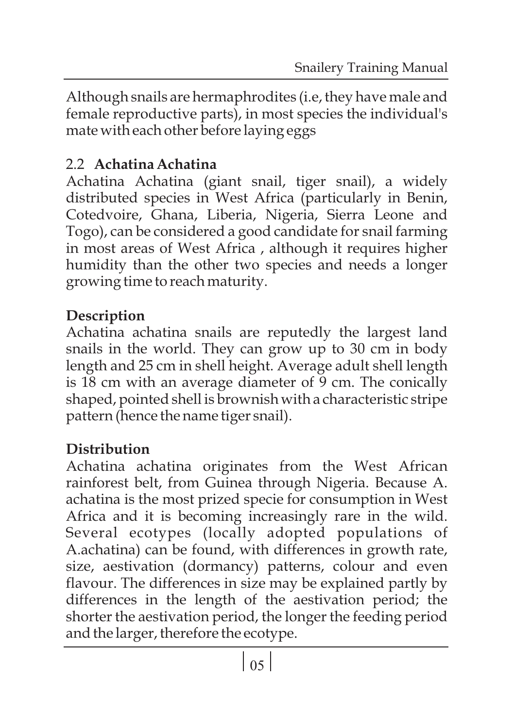Although snails are hermaphrodites (i.e, they have male and female reproductive parts), in most species the individual's mate with each other before laying eggs

## 2.2 **Achatina Achatina**

Achatina Achatina (giant snail, tiger snail), a widely distributed species in West Africa (particularly in Benin, Cotedvoire, Ghana, Liberia, Nigeria, Sierra Leone and Togo), can be considered a good candidate for snail farming in most areas of West Africa , although it requires higher humidity than the other two species and needs a longer growing time to reach maturity.

### **Description**

Achatina achatina snails are reputedly the largest land snails in the world. They can grow up to 30 cm in body length and 25 cm in shell height. Average adult shell length is 18 cm with an average diameter of 9 cm. The conically shaped, pointed shell is brownish with a characteristic stripe pattern (hence the name tiger snail).

### **Distribution**

Achatina achatina originates from the West African rainforest belt, from Guinea through Nigeria. Because A. achatina is the most prized specie for consumption in West Africa and it is becoming increasingly rare in the wild. Several ecotypes (locally adopted populations of A.achatina) can be found, with differences in growth rate, size, aestivation (dormancy) patterns, colour and even flavour. The differences in size may be explained partly by differences in the length of the aestivation period; the shorter the aestivation period, the longer the feeding period and the larger, therefore the ecotype.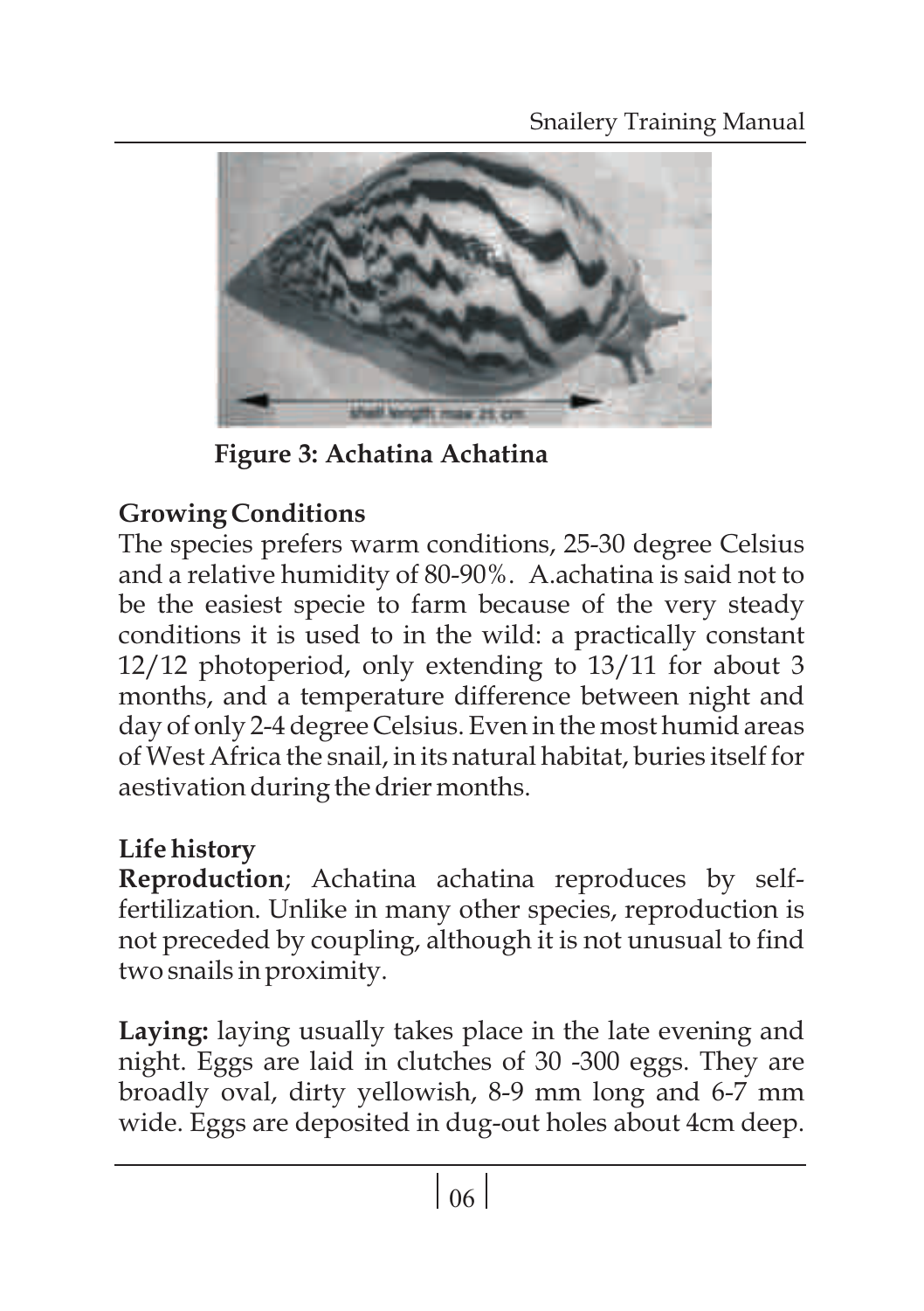**Figure 3: Achatina Achatina**

## Growing Conditions

The species prefers warm conditions, 25-30 degree Celsius and a relative humidity of 80-90%. A.achatina is said not to be the easiest specie to farm because of the very steady conditions it is used to in the wild: a practically constant 12/12 photoperiod, only extending to 13/11 for about 3 months, and a temperature difference between night and day of only 2-4 degree Celsius. Even in the most humid areas of West Africa the snail, in its natural habitat, buries itself for aestivation during the drier months.

## Life history

**Reproduction**; Achatina achatina reproduces by self-fertilization. Unlike in many other species, reproduction is not preceded by coupling, although it is not unusual to find two snails in proximity.

**Laying:** laying usually takes place in the late evening and night. Eggs are laid in clutches of 30 -300 eggs. They are broadly oval, dirty yellowish, 8-9 mm long and 6-7 mm wide. Eggs are deposited in dug-out holes about 4cm deep.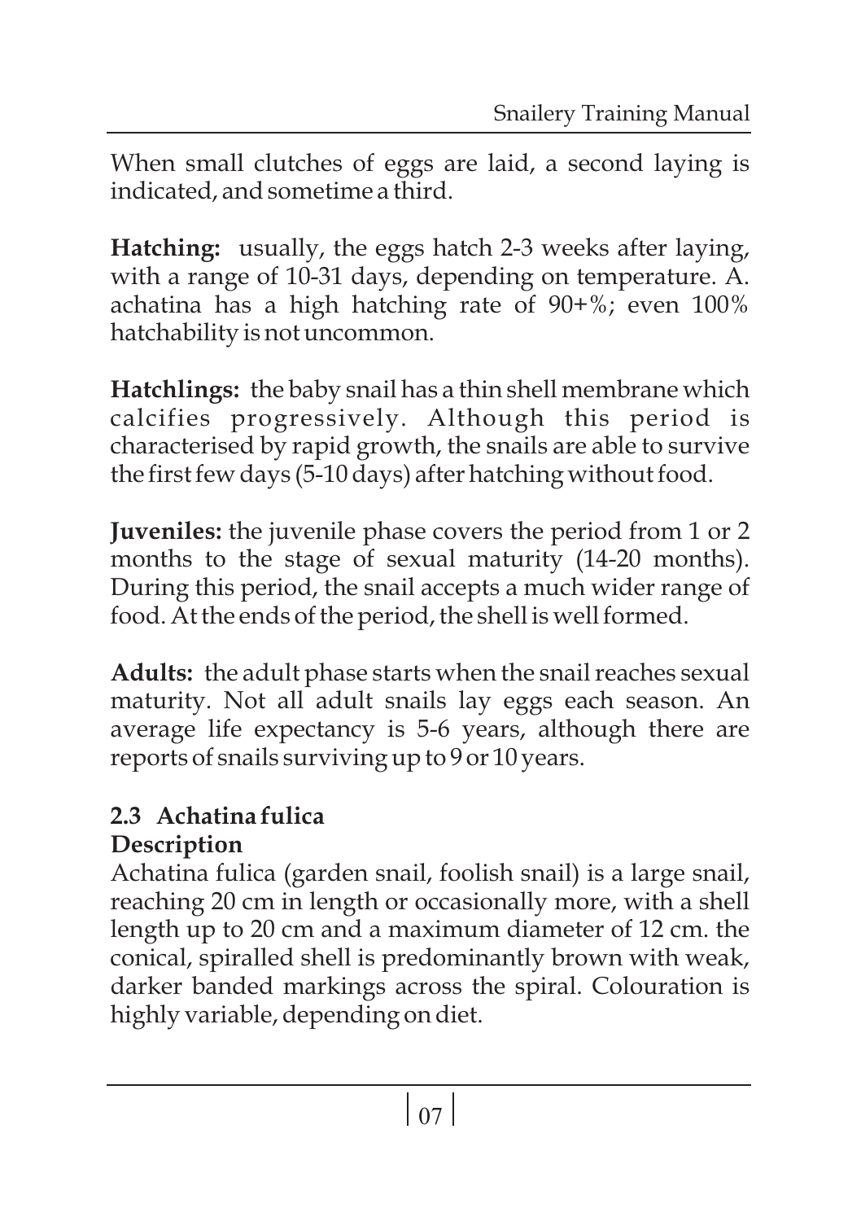When small clutches of eggs are laid, a second laying is indicated, and sometime a third.

**Hatching:** usually, the eggs hatch 2-3 weeks after laying, with a range of 10-31 days, depending on temperature. A. achatina has a high hatching rate of 90+%; even 100% hatchability is not uncommon.

**Hatchlings:** the baby snail has a thin shell membrane which calcifies progressively. Although this period is characterised by rapid growth, the snails are able to survive the first few days (5-10 days) after hatching without food.

**Juveniles:** the juvenile phase covers the period from 1 or 2 months to the stage of sexual maturity (14-20 months). During this period, the snail accepts a much wider range of food. At the ends of the period, the shell is well formed.

**Adults:** the adult phase starts when the snail reaches sexual maturity. Not all adult snails lay eggs each season. An average life expectancy is 5-6 years, although there are reports of snails surviving up to 9 or 10 years.

## 2.3 Achatina fulica

### Description

Achatina fulica (garden snail, foolish snail) is a large snail, reaching 20 cm in length or occasionally more, with a shell length up to 20 cm and a maximum diameter of 12 cm. the conical, spiralled shell is predominantly brown with weak, darker banded markings across the spiral. Colouration is highly variable, depending on diet.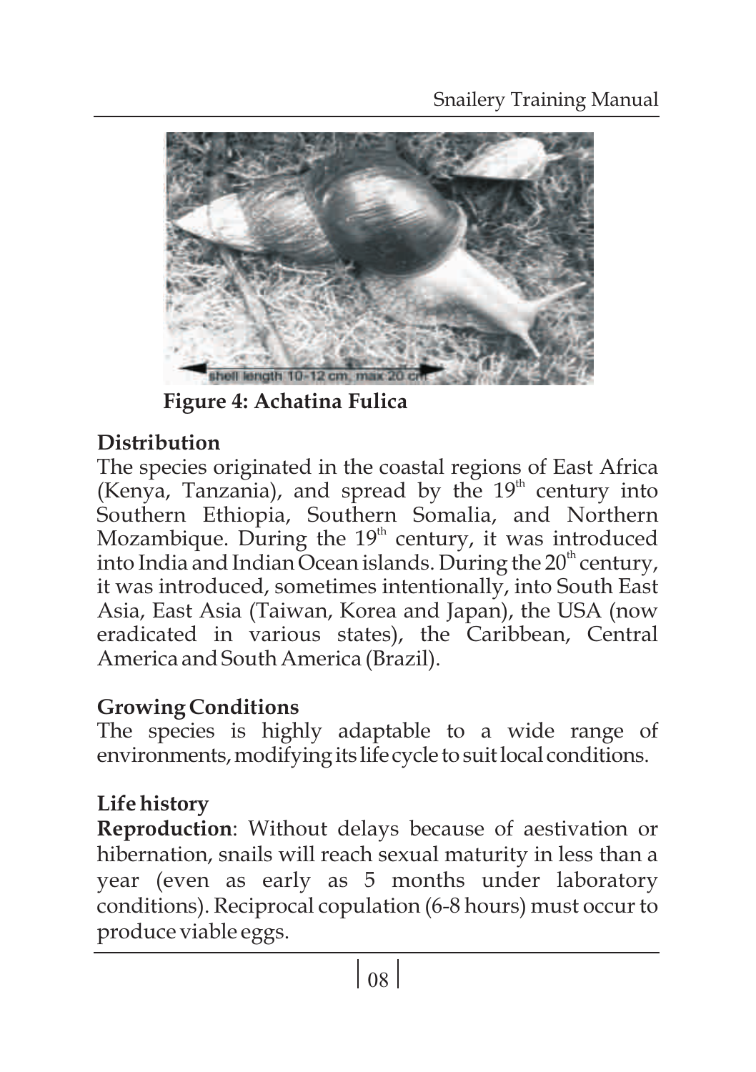**Figure 4: Achatina Fulica**

## Distribution

The species originated in the coastal regions of East Africa (Kenya, Tanzania), and spread by the $19^{th}$ century into Southern Ethiopia, Southern Somalia, and Northern Mozambique. During the $19^{th}$ century, it was introduced into India and Indian Ocean islands. During the $20^{th}$ century, it was introduced, sometimes intentionally, into South East Asia, East Asia (Taiwan, Korea and Japan), the USA (now eradicated in various states), the Caribbean, Central America and South America (Brazil).

## Growing Conditions

The species is highly adaptable to a wide range of environments, modifying its life cycle to suit local conditions.

## Life history

**Reproduction**: Without delays because of aestivation or hibernation, snails will reach sexual maturity in less than a year (even as early as 5 months under laboratory conditions). Reciprocal copulation (6-8 hours) must occur to produce viable eggs.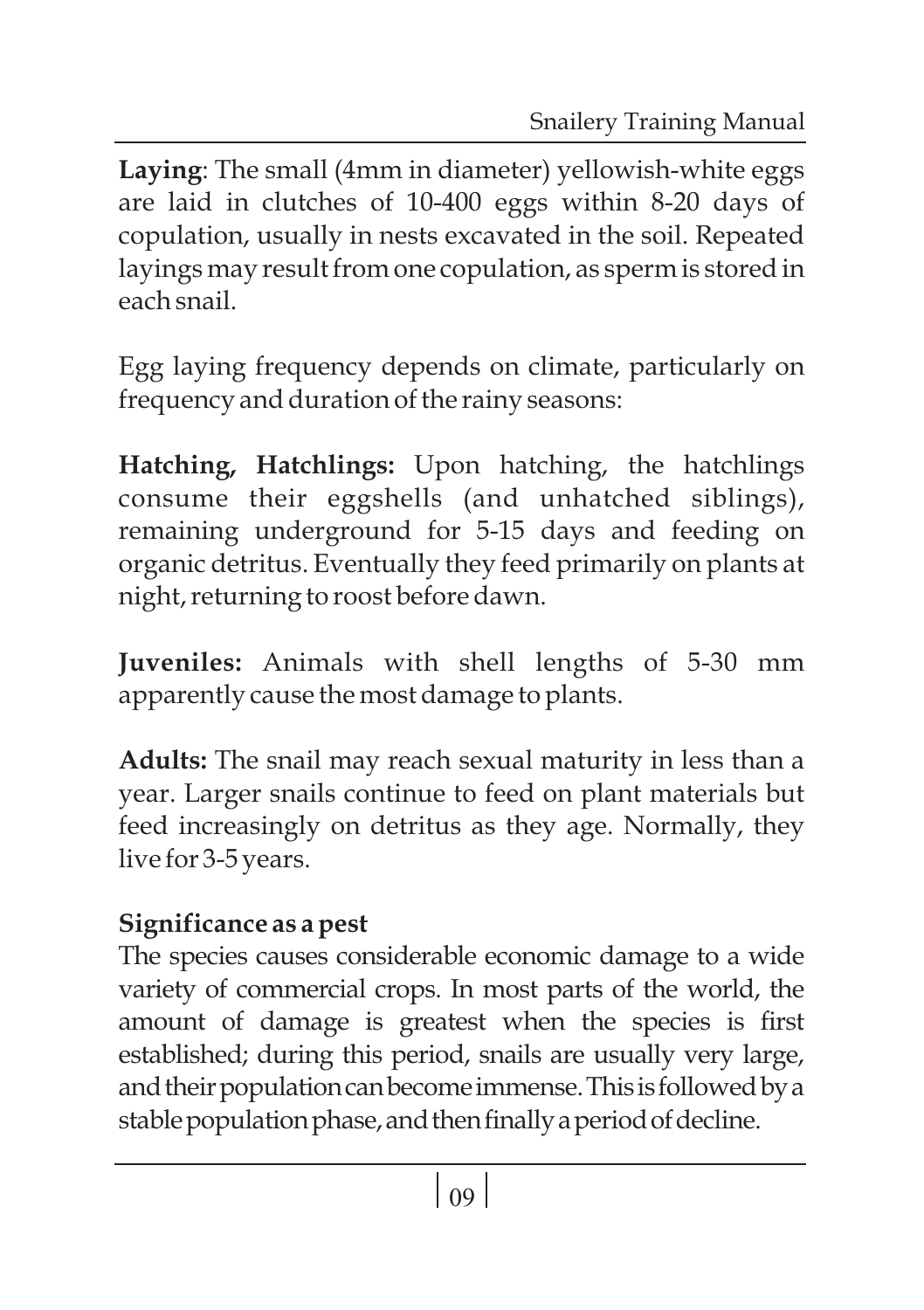**Laying**: The small (4mm in diameter) yellowish-white eggs are laid in clutches of 10-400 eggs within 8-20 days of copulation, usually in nests excavated in the soil. Repeated layings may result from one copulation, as sperm is stored in each snail.

Egg laying frequency depends on climate, particularly on frequency and duration of the rainy seasons:

**Hatching, Hatchlings:** Upon hatching, the hatchlings consume their eggshells (and unhatched siblings), remaining underground for 5-15 days and feeding on organic detritus. Eventually they feed primarily on plants at night, returning to roost before dawn.

**Juveniles:** Animals with shell lengths of 5-30 mm apparently cause the most damage to plants.

**Adults:** The snail may reach sexual maturity in less than a year. Larger snails continue to feed on plant materials but feed increasingly on detritus as they age. Normally, they live for 3-5 years.

**Significance as a pest**

The species causes considerable economic damage to a wide variety of commercial crops. In most parts of the world, the amount of damage is greatest when the species is first established; during this period, snails are usually very large, and their population can become immense. This is followed by a stable population phase, and then finally a period of decline.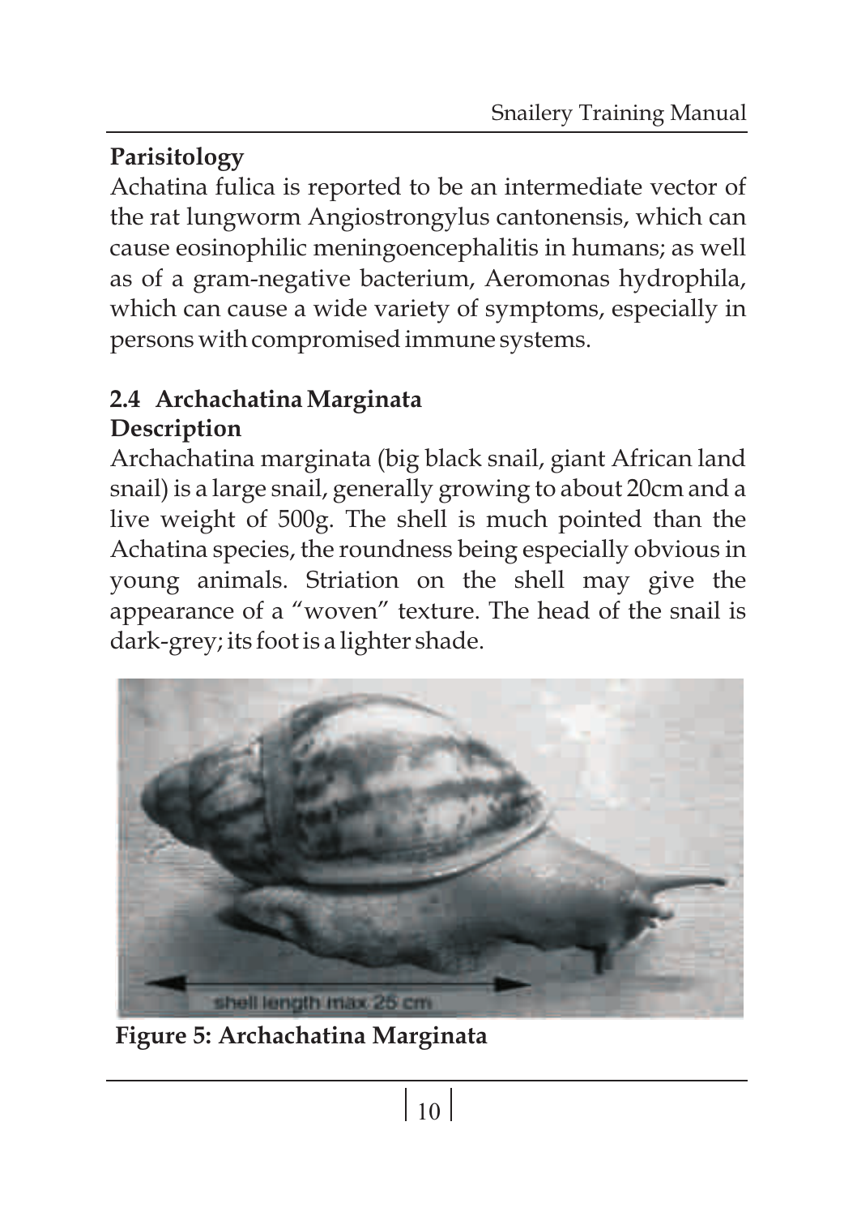**Parisitology**

Achatina fulica is reported to be an intermediate vector of the rat lungworm Angiostrongylus cantonensis, which can cause eosinophilic meningoencephalitis in humans; as well as of a gram-negative bacterium, Aeromonas hydrophila, which can cause a wide variety of symptoms, especially in persons with compromised immune systems.

## 2.4 Archachatina Marginata

**Description**

Archachatina marginata (big black snail, giant African land snail) is a large snail, generally growing to about 20cm and a live weight of 500g. The shell is much pointed than the Achatina species, the roundness being especially obvious in young animals. Striation on the shell may give the appearance of a "woven" texture. The head of the snail is dark-grey; its foot is a lighter shade.

shell length max 25 cm

**Figure 5: Archachatina Marginata**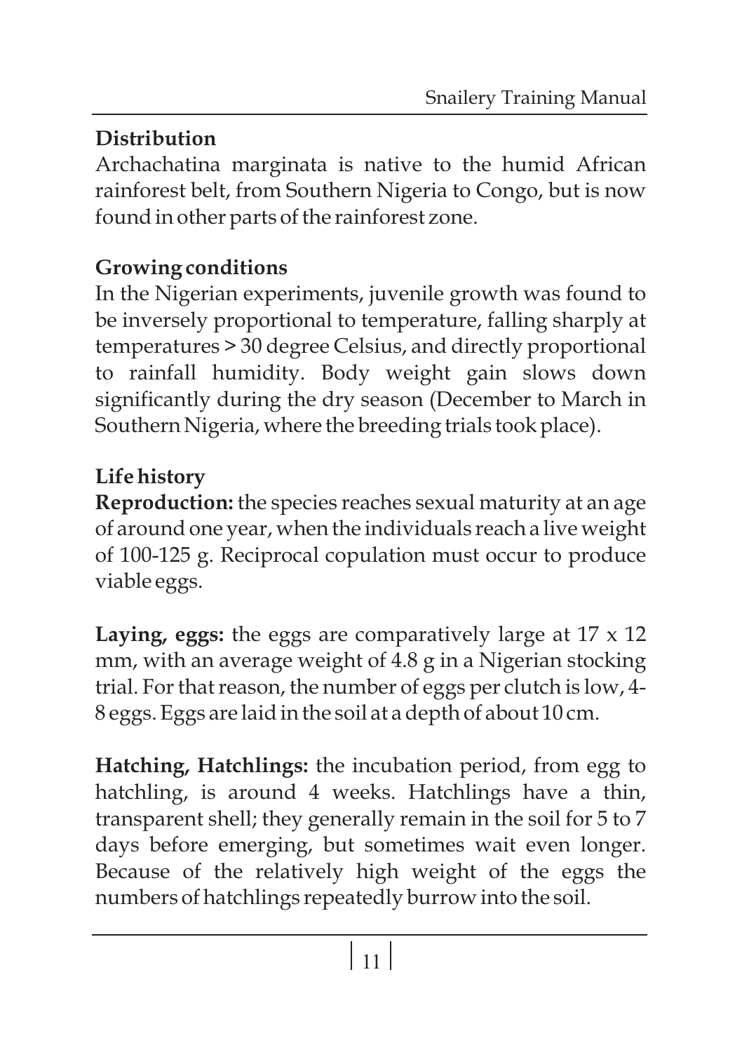### Distribution

Archachatina marginata is native to the humid African rainforest belt, from Southern Nigeria to Congo, but is now found in other parts of the rainforest zone.

### Growing conditions

In the Nigerian experiments, juvenile growth was found to be inversely proportional to temperature, falling sharply at temperatures > 30 degree Celsius, and directly proportional to rainfall humidity. Body weight gain slows down significantly during the dry season (December to March in Southern Nigeria, where the breeding trials took place).

### Life history

**Reproduction:** the species reaches sexual maturity at an age of around one year, when the individuals reach a live weight of 100-125 g. Reciprocal copulation must occur to produce viable eggs.

**Laying, eggs:** the eggs are comparatively large at 17 x 12 mm, with an average weight of 4.8 g in a Nigerian stocking trial. For that reason, the number of eggs per clutch is low, 4-8 eggs. Eggs are laid in the soil at a depth of about 10 cm.

**Hatching, Hatchlings:** the incubation period, from egg to hatchling, is around 4 weeks. Hatchlings have a thin, transparent shell; they generally remain in the soil for 5 to 7 days before emerging, but sometimes wait even longer. Because of the relatively high weight of the eggs the numbers of hatchlings repeatedly burrow into the soil.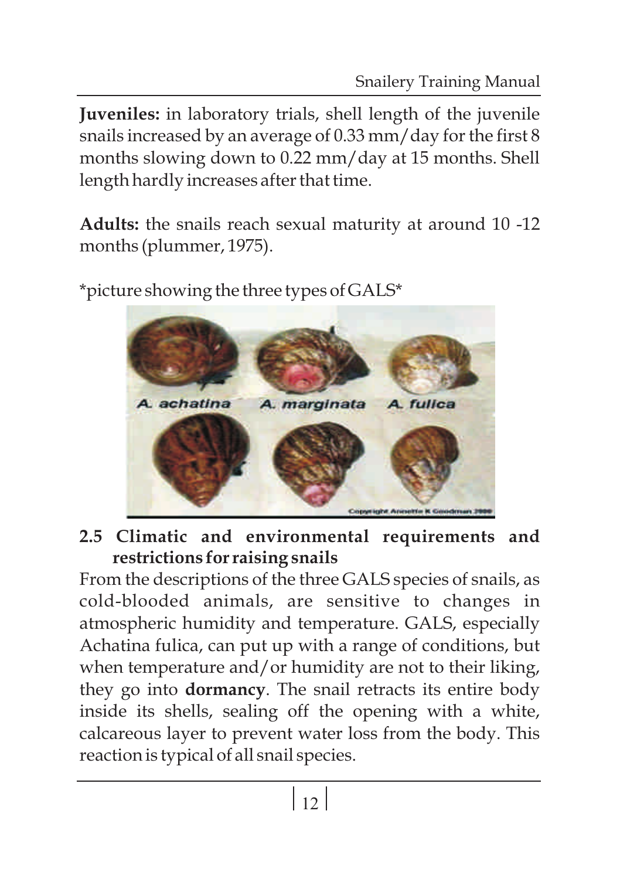**Juveniles:** in laboratory trials, shell length of the juvenile snails increased by an average of 0.33 mm/day for the first 8 months slowing down to 0.22 mm/day at 15 months. Shell length hardly increases after that time.

**Adults:** the snails reach sexual maturity at around 10 -12 months (plummer, 1975).

*picture showing the three types of GALS*

### 2.5 Climatic and environmental requirements and restrictions for raising snails

From the descriptions of the three GALS species of snails, as cold-blooded animals, are sensitive to changes in atmospheric humidity and temperature. GALS, especially Achatina fulica, can put up with a range of conditions, but when temperature and/or humidity are not to their liking, they go into **dormancy**. The snail retracts its entire body inside its shells, sealing off the opening with a white, calcareous layer to prevent water loss from the body. This reaction is typical of all snail species.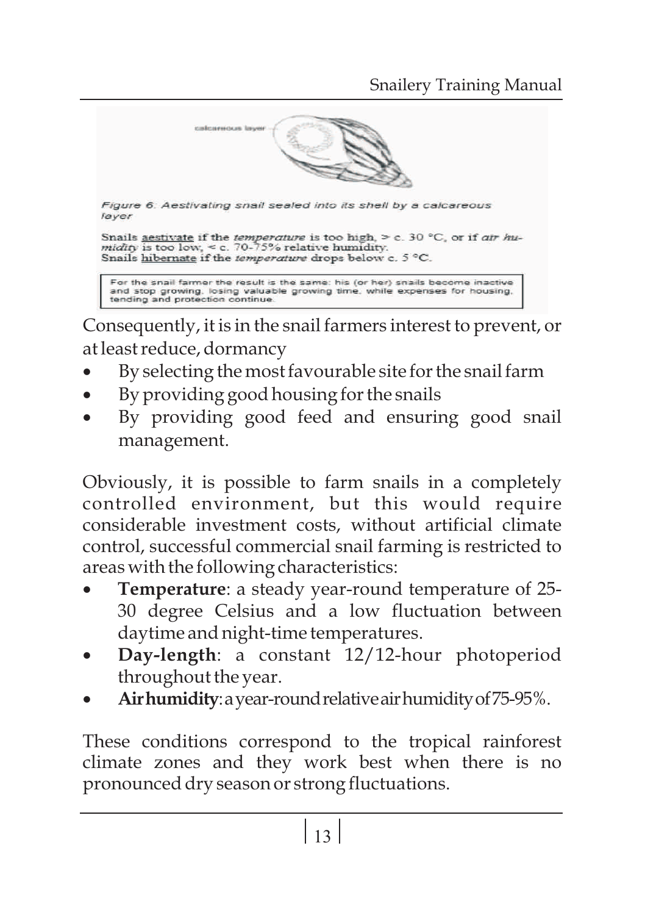Figure 6: Aestivating snail sealed into its shell by a calcareous layer

Snails aestivate if the *temperature* is too high, > c. 30 °C, or if *air humidity* is too low, < c. 70-75% relative humidity.
Snails hibernate if the *temperature* drops below c. 5 °C.

For the snail farmer the result is the same: his (or her) snails become inactive and stop growing, losing valuable growing time, while expenses for housing, tending and protection continue.

Consequently, it is in the snail farmers interest to prevent, or at least reduce, dormancy

- By selecting the most favourable site for the snail farm
- By providing good housing for the snails
- By providing good feed and ensuring good snail management.

Obviously, it is possible to farm snails in a completely controlled environment, but this would require considerable investment costs, without artificial climate control, successful commercial snail farming is restricted to areas with the following characteristics:

- **Temperature**: a steady year-round temperature of 25-30 degree Celsius and a low fluctuation between daytime and night-time temperatures.
- **Day-length**: a constant 12/12-hour photoperiod throughout the year.
- **Air humidity**: a year-round relative air humidity of 75-95%.

These conditions correspond to the tropical rainforest climate zones and they work best when there is no pronounced dry season or strong fluctuations.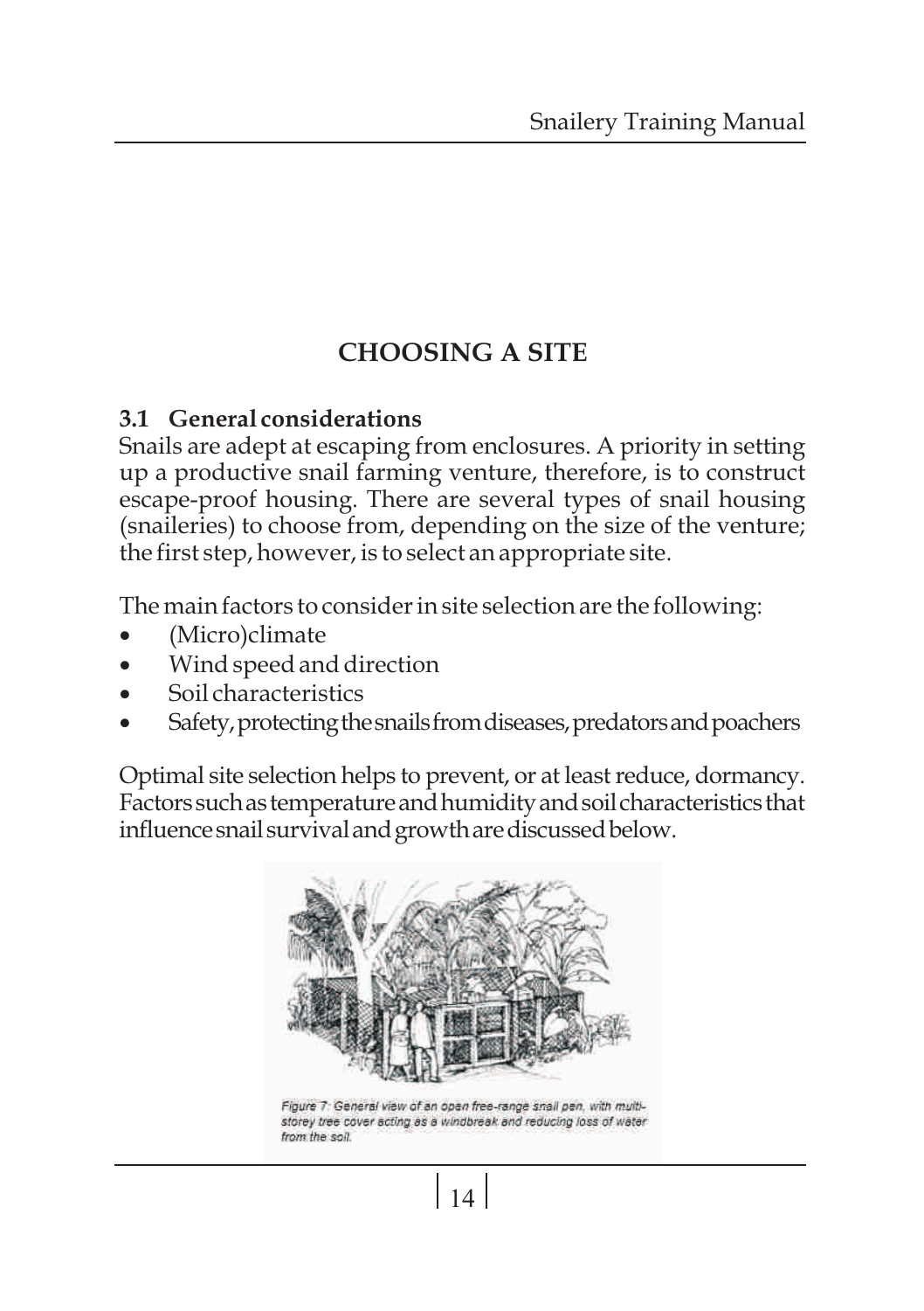# CHOOSING A SITE

## 3.1 General considerations

Snails are adept at escaping from enclosures. A priority in setting up a productive snail farming venture, therefore, is to construct escape-proof housing. There are several types of snail housing (snaileries) to choose from, depending on the size of the venture; the first step, however, is to select an appropriate site.

The main factors to consider in site selection are the following:

- (Micro)climate
- Wind speed and direction
- Soil characteristics
- Safety, protecting the snails from diseases, predators and poachers

Optimal site selection helps to prevent, or at least reduce, dormancy. Factors such as temperature and humidity and soil characteristics that influence snail survival and growth are discussed below.

Figure 7: General view of an open free-range snail pen, with multi-storey tree cover acting as a windbreak and reducing loss of water from the soil.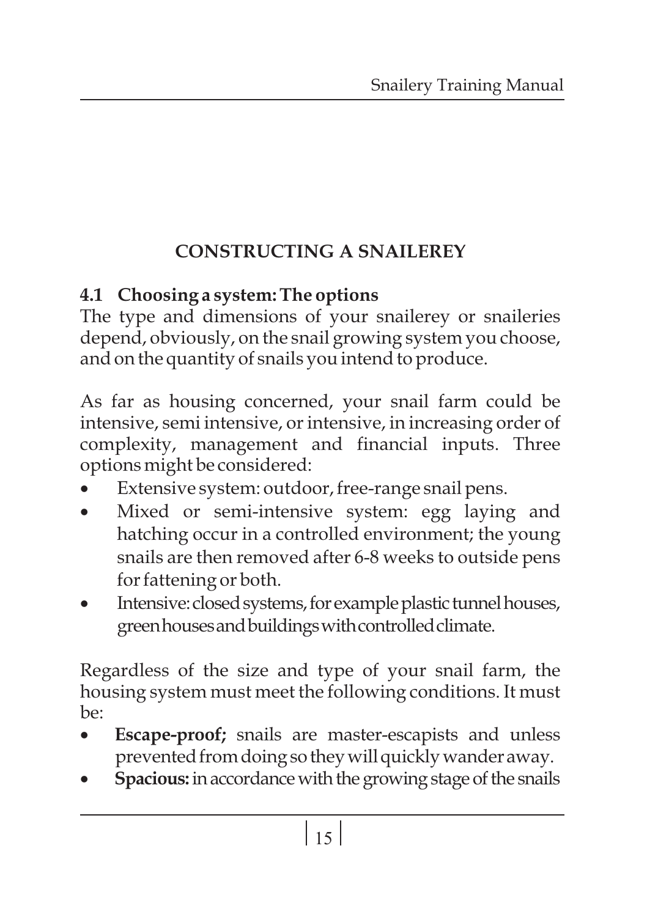# CONSTRUCTING A SNAILEREY

## 4.1 Choosing a system: The options

The type and dimensions of your snailerey or snaileries depend, obviously, on the snail growing system you choose, and on the quantity of snails you intend to produce.

As far as housing concerned, your snail farm could be intensive, semi intensive, or intensive, in increasing order of complexity, management and financial inputs. Three options might be considered:

- Extensive system: outdoor, free-range snail pens.
- Mixed or semi-intensive system: egg laying and hatching occur in a controlled environment; the young snails are then removed after 6-8 weeks to outside pens for fattening or both.
- Intensive: closed systems, for example plastic tunnel houses, green houses and buildings with controlled climate.

Regardless of the size and type of your snail farm, the housing system must meet the following conditions. It must be:

- **Escape-proof;** snails are master-escapists and unless prevented from doing so they will quickly wander away.
- **Spacious:** in accordance with the growing stage of the snails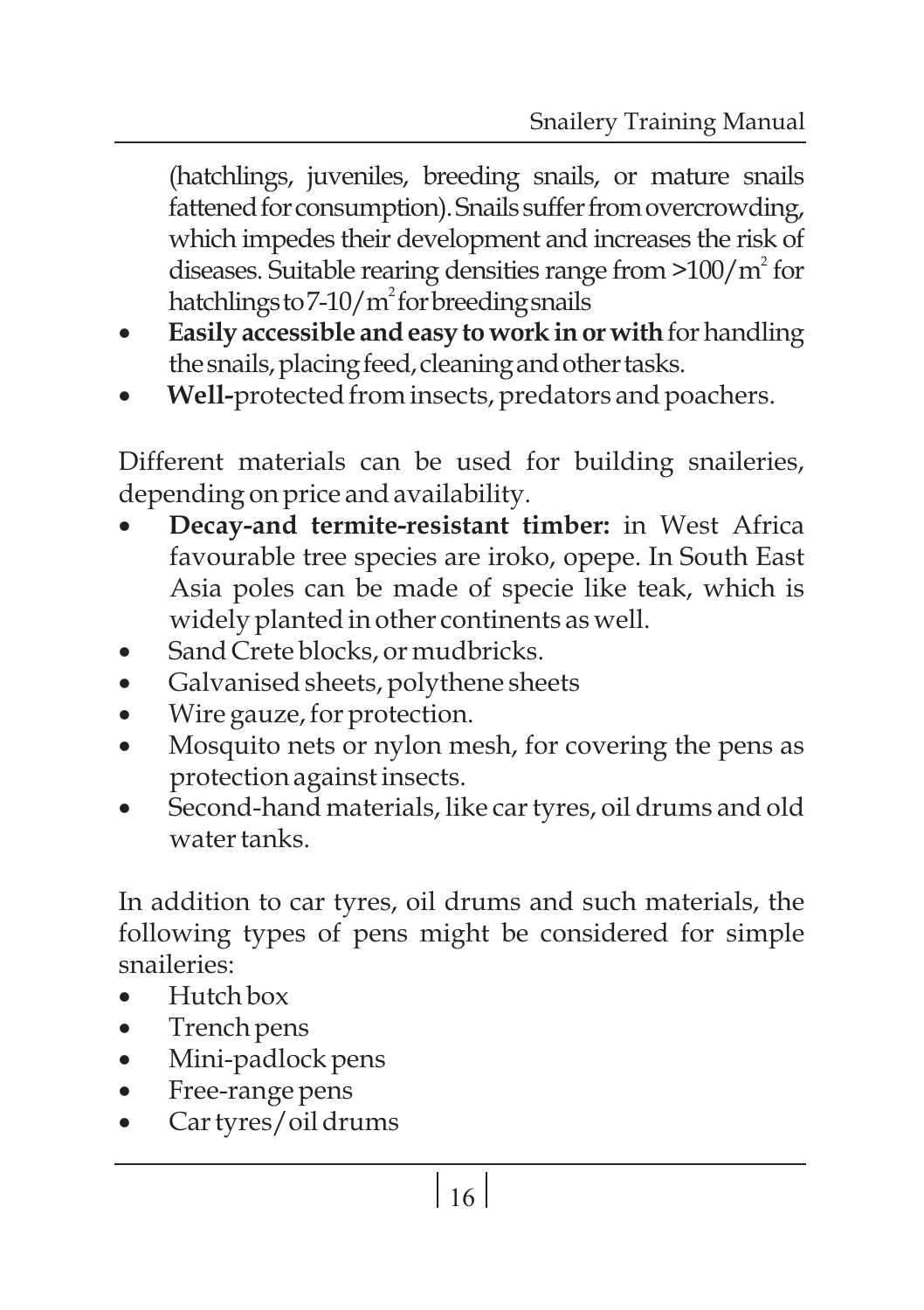(hatchlings, juveniles, breeding snails, or mature snails fattened for consumption). Snails suffer from overcrowding, which impedes their development and increases the risk of diseases. Suitable rearing densities range from >100/$m^2$ for hatchlings to 7-10/$m^2$ for breeding snails

- **Easily accessible and easy to work in or with** for handling the snails, placing feed, cleaning and other tasks.
- **Well-**protected from insects, predators and poachers.

Different materials can be used for building snaileries, depending on price and availability.

- **Decay-and termite-resistant timber:** in West Africa favourable tree species are iroko, opepe. In South East Asia poles can be made of specie like teak, which is widely planted in other continents as well.
- Sand Crete blocks, or mudbricks.
- Galvanised sheets, polythene sheets
- Wire gauze, for protection.
- Mosquito nets or nylon mesh, for covering the pens as protection against insects.
- Second-hand materials, like car tyres, oil drums and old water tanks.

In addition to car tyres, oil drums and such materials, the following types of pens might be considered for simple snaileries:

- Hutch box
- Trench pens
- Mini-padlock pens
- Free-range pens
- Car tyres/oil drums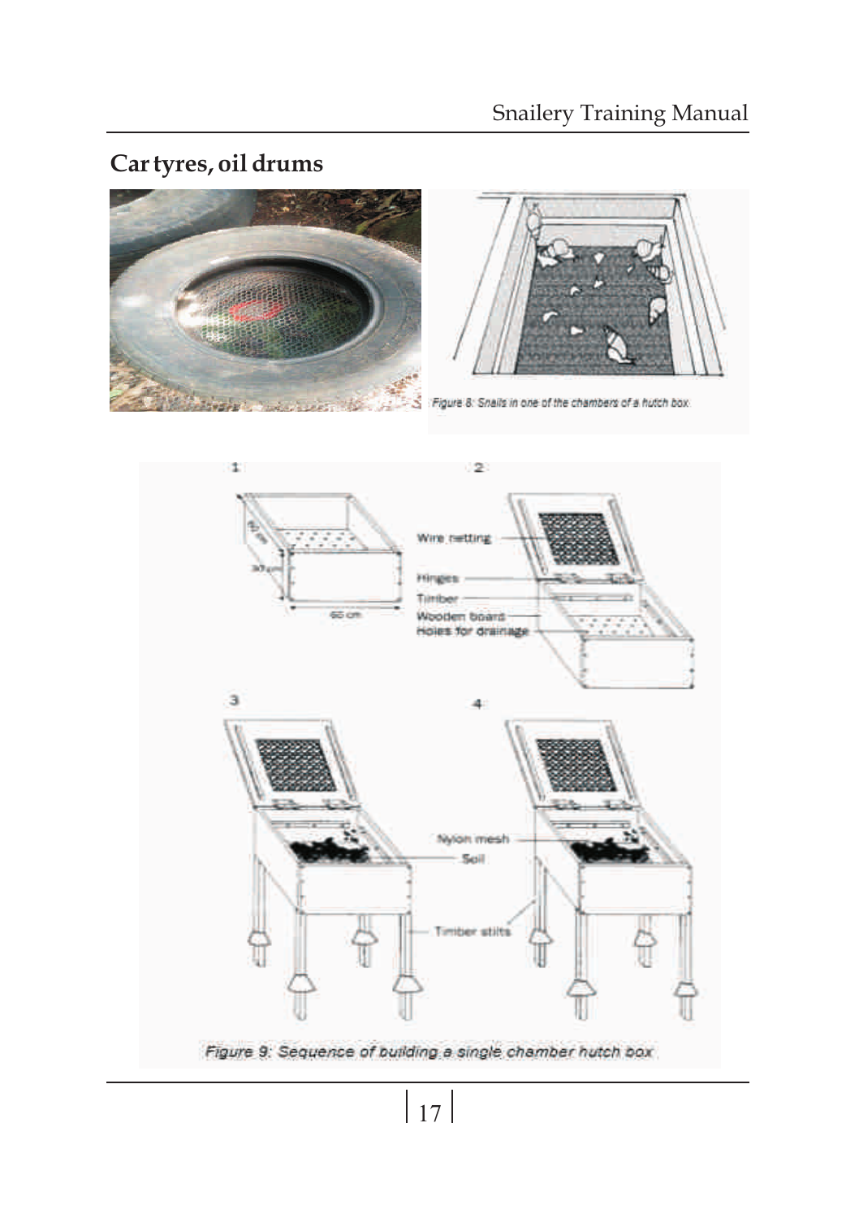## Car tyres, oil drums

Figure 8: Snails in one of the chambers of a hutch box

1

60 cm

30 cm

60 cm

2

Wire netting

Hinges

Timber

Wooden board

Holes for drainage

3

4

Nylon mesh

Soil

Timber stilts

Figure 9: Sequence of building a single chamber hutch box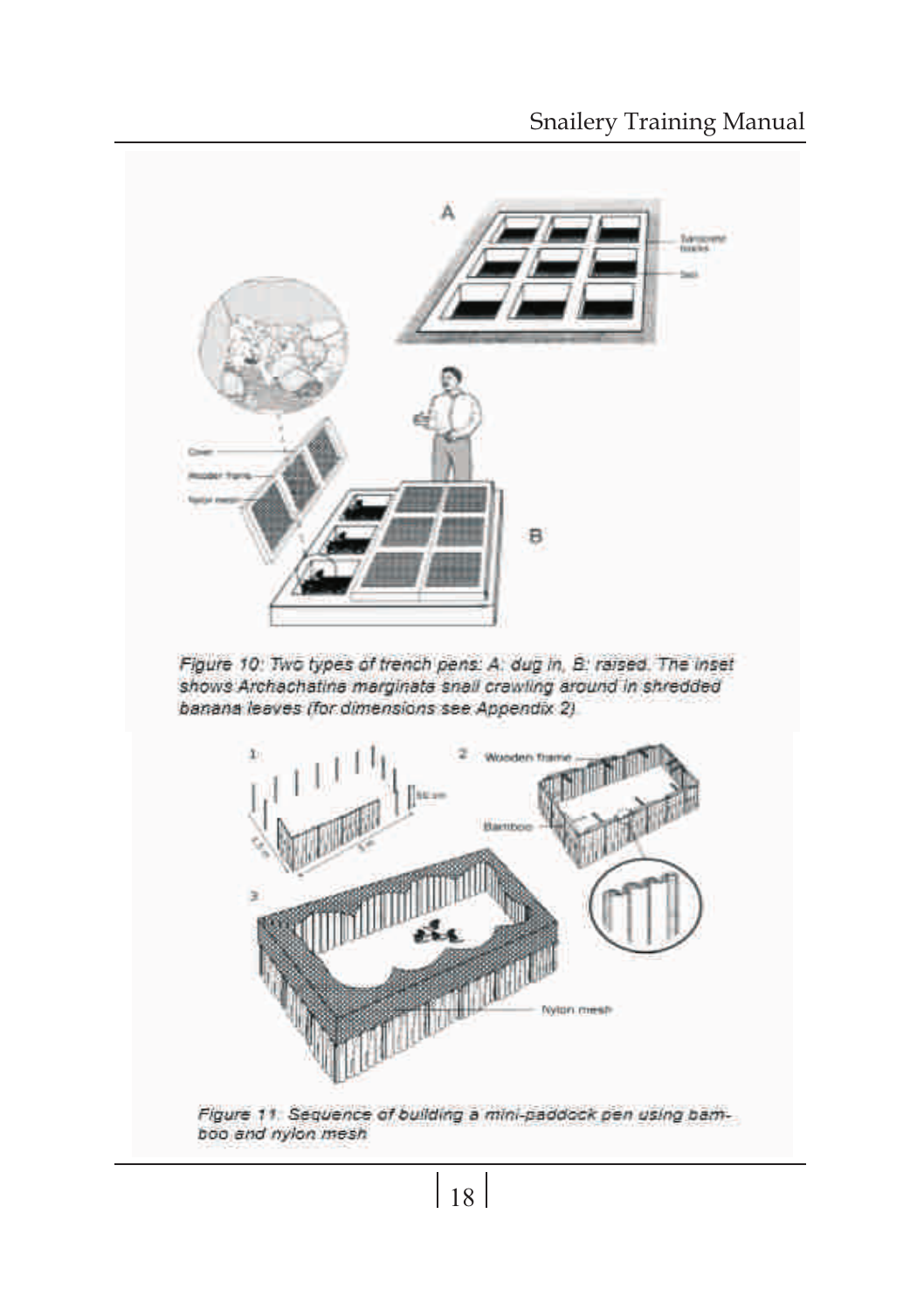Figure 10: Two types of trench pens: A: dug in, B: raised. The inset shows Archachatina marginata snail crawling around in shredded banana leaves (for dimensions see Appendix 2)

Figure 11. Sequence of building a mini-paddock pen using bamboo and nylon mesh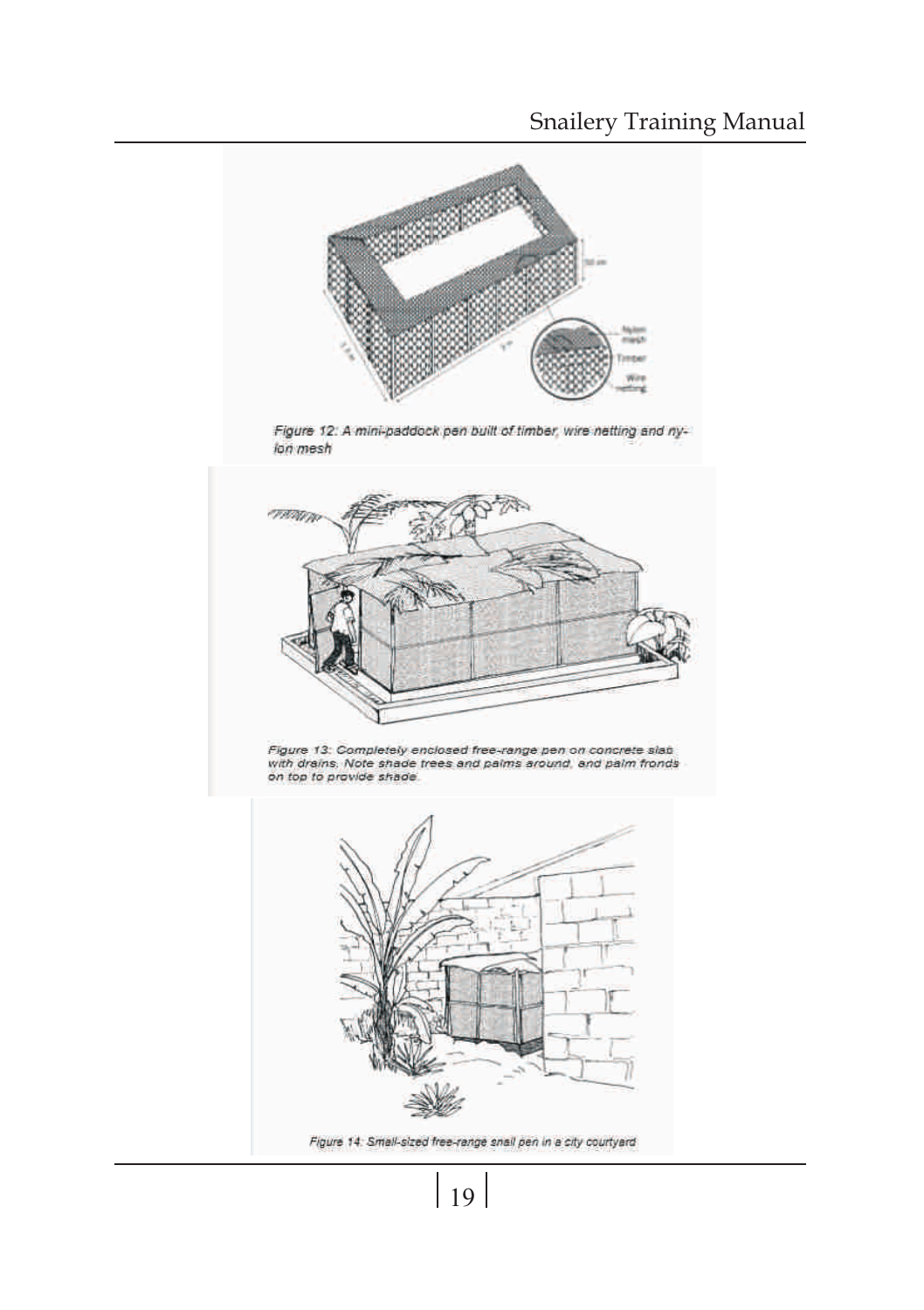Figure 12: A mini-paddock pen built of timber, wire netting and nylon mesh

Figure 13: Completely enclosed free-range pen on concrete slab with drains. Note shade trees and palms around, and palm fronds on top to provide shade.

Figure 14: Small-sized free-range snail pen in a city courtyard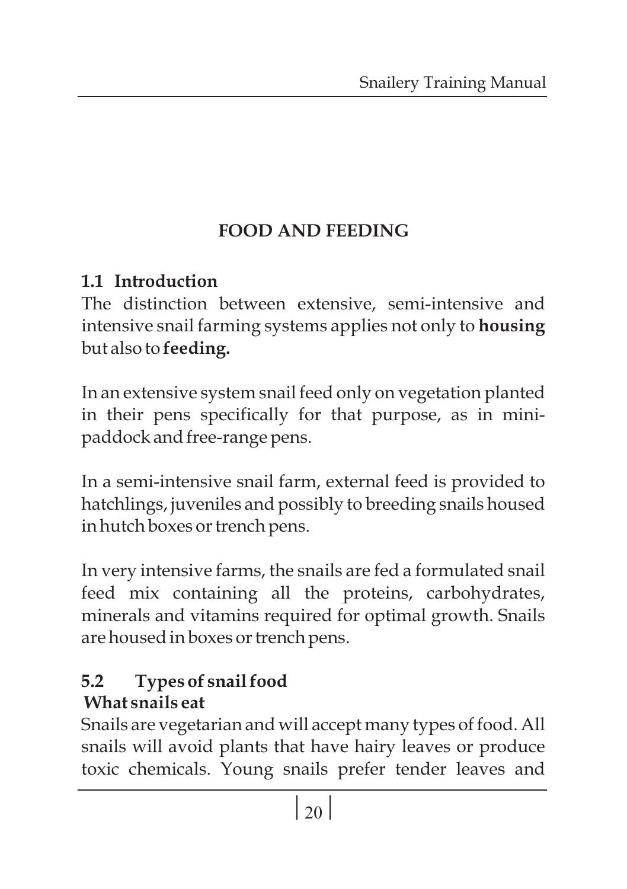# FOOD AND FEEDING

## 1.1 Introduction

The distinction between extensive, semi-intensive and intensive snail farming systems applies not only to **housing** but also to **feeding.**

In an extensive system snail feed only on vegetation planted in their pens specifically for that purpose, as in mini-paddock and free-range pens.

In a semi-intensive snail farm, external feed is provided to hatchlings, juveniles and possibly to breeding snails housed in hutch boxes or trench pens.

In very intensive farms, the snails are fed a formulated snail feed mix containing all the proteins, carbohydrates, minerals and vitamins required for optimal growth. Snails are housed in boxes or trench pens.

## 5.2 Types of snail food

### What snails eat

Snails are vegetarian and will accept many types of food. All snails will avoid plants that have hairy leaves or produce toxic chemicals. Young snails prefer tender leaves and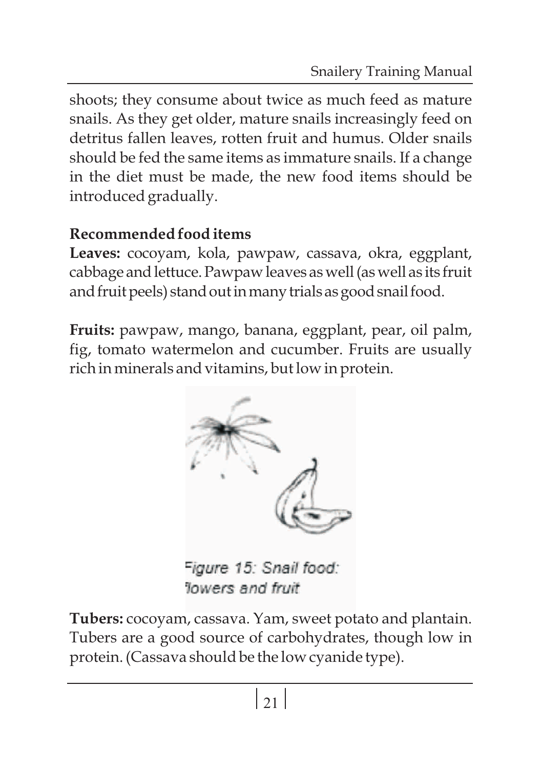shoots; they consume about twice as much feed as mature snails. As they get older, mature snails increasingly feed on detritus fallen leaves, rotten fruit and humus. Older snails should be fed the same items as immature snails. If a change in the diet must be made, the new food items should be introduced gradually.

**Recommended food items**

**Leaves:** cocoyam, kola, pawpaw, cassava, okra, eggplant, cabbage and lettuce. Pawpaw leaves as well (as well as its fruit and fruit peels) stand out in many trials as good snail food.

**Fruits:** pawpaw, mango, banana, eggplant, pear, oil palm, fig, tomato watermelon and cucumber. Fruits are usually rich in minerals and vitamins, but low in protein.

Figure 15: Snail food: flowers and fruit

**Tubers:** cocoyam, cassava. Yam, sweet potato and plantain. Tubers are a good source of carbohydrates, though low in protein. (Cassava should be the low cyanide type).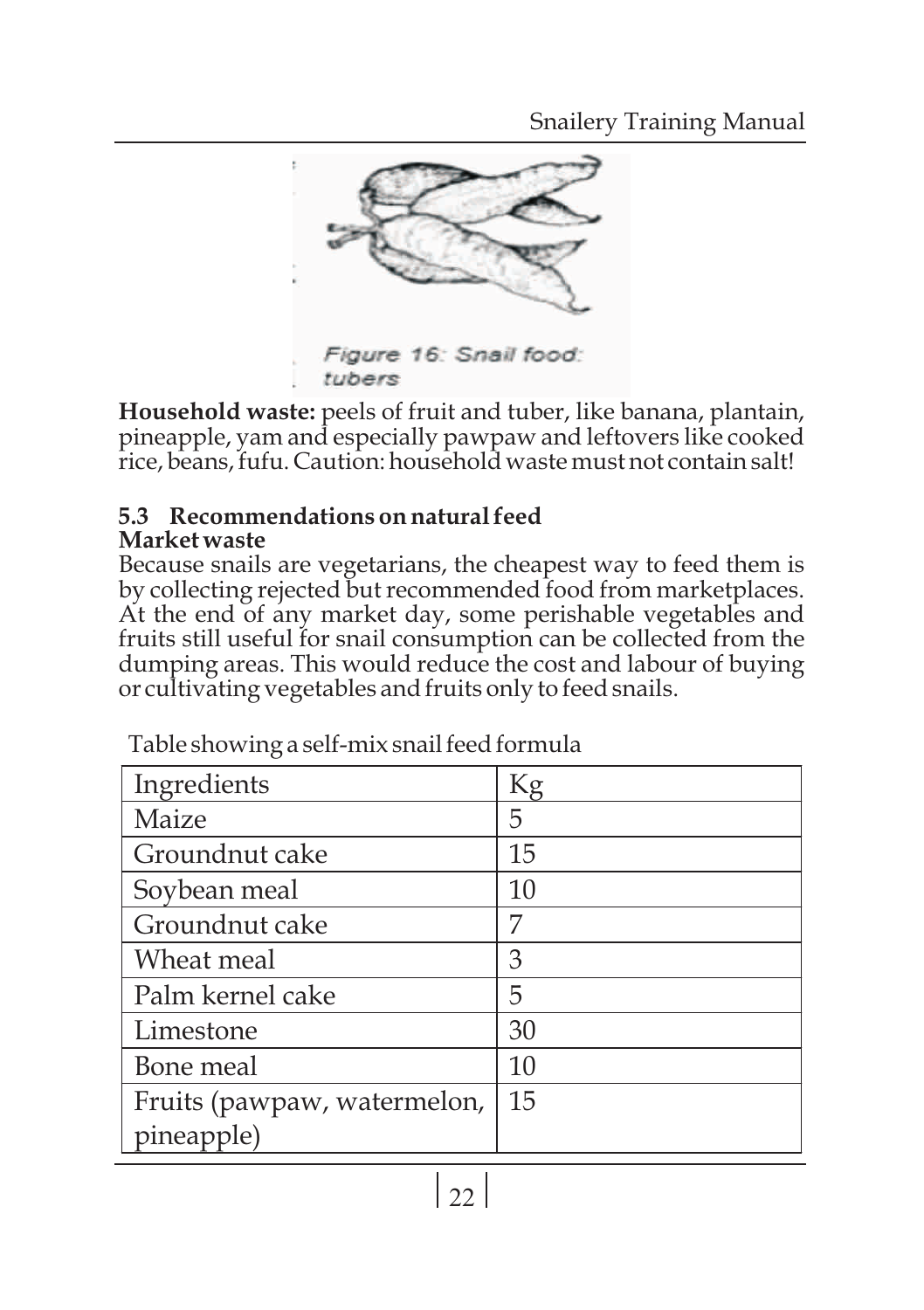Figure 16: Snail food: tubers

**Household waste:** peels of fruit and tuber, like banana, plantain, pineapple, yam and especially pawpaw and leftovers like cooked rice, beans, fufu. Caution: household waste must not contain salt!

### 5.3 Recommendations on natural feed

**Market waste**

Because snails are vegetarians, the cheapest way to feed them is by collecting rejected but recommended food from marketplaces. At the end of any market day, some perishable vegetables and fruits still useful for snail consumption can be collected from the dumping areas. This would reduce the cost and labour of buying or cultivating vegetables and fruits only to feed snails.

Table showing a self-mix snail feed formula

| Ingredients | Kg |
|---|---|
| Maize | 5 |
| Groundnut cake | 15 |
| Soybean meal | 10 |
| Groundnut cake | 7 |
| Wheat meal | 3 |
| Palm kernel cake | 5 |
| Limestone | 30 |
| Bone meal | 10 |
| Fruits (pawpaw, watermelon, pineapple) | 15 |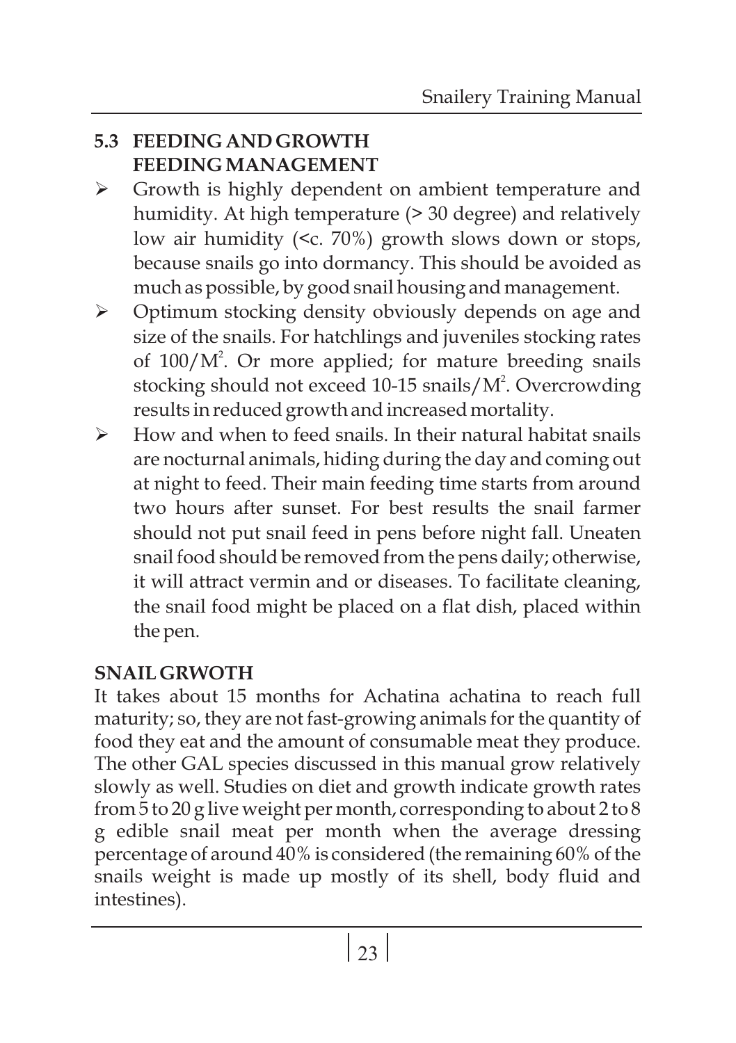## 5.3 FEEDING AND GROWTH

### FEEDING MANAGEMENT

- Growth is highly dependent on ambient temperature and humidity. At high temperature (> 30 degree) and relatively low air humidity (<c. 70%) growth slows down or stops, because snails go into dormancy. This should be avoided as much as possible, by good snail housing and management.
- Optimum stocking density obviously depends on age and size of the snails. For hatchlings and juveniles stocking rates of $100/M^2$. Or more applied; for mature breeding snails stocking should not exceed 10-15 snails/$M^2$. Overcrowding results in reduced growth and increased mortality.
- How and when to feed snails. In their natural habitat snails are nocturnal animals, hiding during the day and coming out at night to feed. Their main feeding time starts from around two hours after sunset. For best results the snail farmer should not put snail feed in pens before night fall. Uneaten snail food should be removed from the pens daily; otherwise, it will attract vermin and or diseases. To facilitate cleaning, the snail food might be placed on a flat dish, placed within the pen.

### SNAIL GRWOTH

It takes about 15 months for Achatina achatina to reach full maturity; so, they are not fast-growing animals for the quantity of food they eat and the amount of consumable meat they produce. The other GAL species discussed in this manual grow relatively slowly as well. Studies on diet and growth indicate growth rates from 5 to 20 g live weight per month, corresponding to about 2 to 8 g edible snail meat per month when the average dressing percentage of around 40% is considered (the remaining 60% of the snails weight is made up mostly of its shell, body fluid and intestines).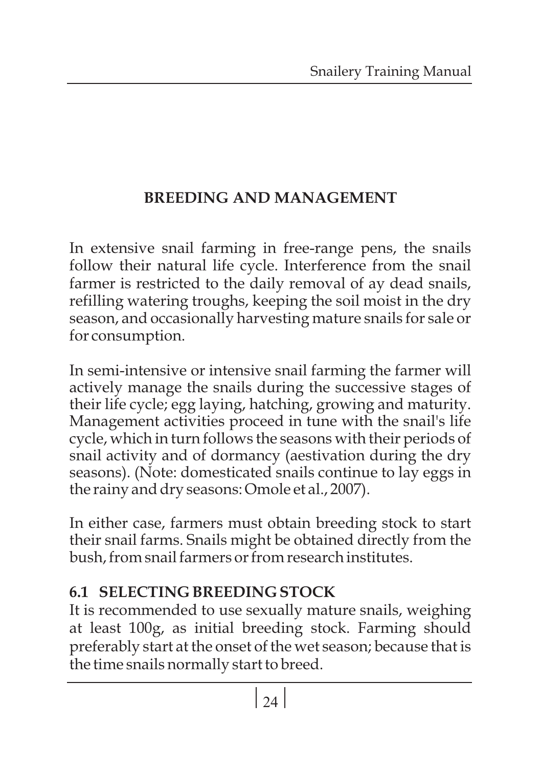# BREEDING AND MANAGEMENT

In extensive snail farming in free-range pens, the snails follow their natural life cycle. Interference from the snail farmer is restricted to the daily removal of ay dead snails, refilling watering troughs, keeping the soil moist in the dry season, and occasionally harvesting mature snails for sale or for consumption.

In semi-intensive or intensive snail farming the farmer will actively manage the snails during the successive stages of their life cycle; egg laying, hatching, growing and maturity. Management activities proceed in tune with the snail's life cycle, which in turn follows the seasons with their periods of snail activity and of dormancy (aestivation during the dry seasons). (Note: domesticated snails continue to lay eggs in the rainy and dry seasons: Omole et al., 2007).

In either case, farmers must obtain breeding stock to start their snail farms. Snails might be obtained directly from the bush, from snail farmers or from research institutes.

## 6.1 SELECTING BREEDING STOCK

It is recommended to use sexually mature snails, weighing at least 100g, as initial breeding stock. Farming should preferably start at the onset of the wet season; because that is the time snails normally start to breed.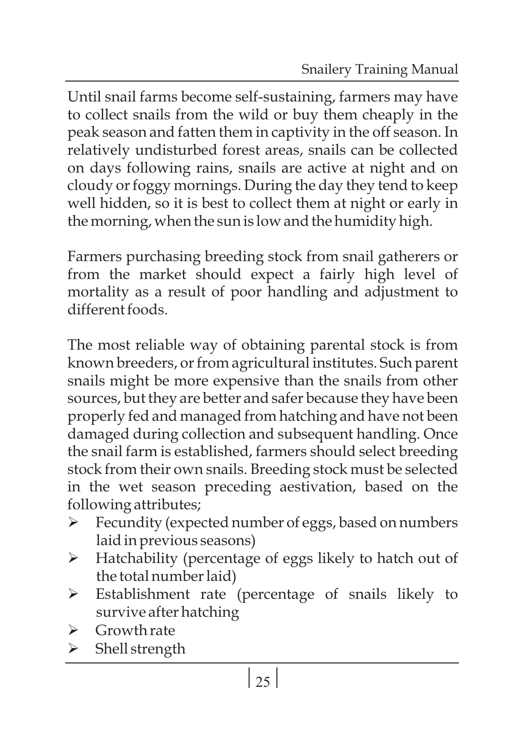Until snail farms become self-sustaining, farmers may have to collect snails from the wild or buy them cheaply in the peak season and fatten them in captivity in the off season. In relatively undisturbed forest areas, snails can be collected on days following rains, snails are active at night and on cloudy or foggy mornings. During the day they tend to keep well hidden, so it is best to collect them at night or early in the morning, when the sun is low and the humidity high.

Farmers purchasing breeding stock from snail gatherers or from the market should expect a fairly high level of mortality as a result of poor handling and adjustment to different foods.

The most reliable way of obtaining parental stock is from known breeders, or from agricultural institutes. Such parent snails might be more expensive than the snails from other sources, but they are better and safer because they have been properly fed and managed from hatching and have not been damaged during collection and subsequent handling. Once the snail farm is established, farmers should select breeding stock from their own snails. Breeding stock must be selected in the wet season preceding aestivation, based on the following attributes;

- Fecundity (expected number of eggs, based on numbers laid in previous seasons)
- Hatchability (percentage of eggs likely to hatch out of the total number laid)
- Establishment rate (percentage of snails likely to survive after hatching
- Growth rate
- Shell strength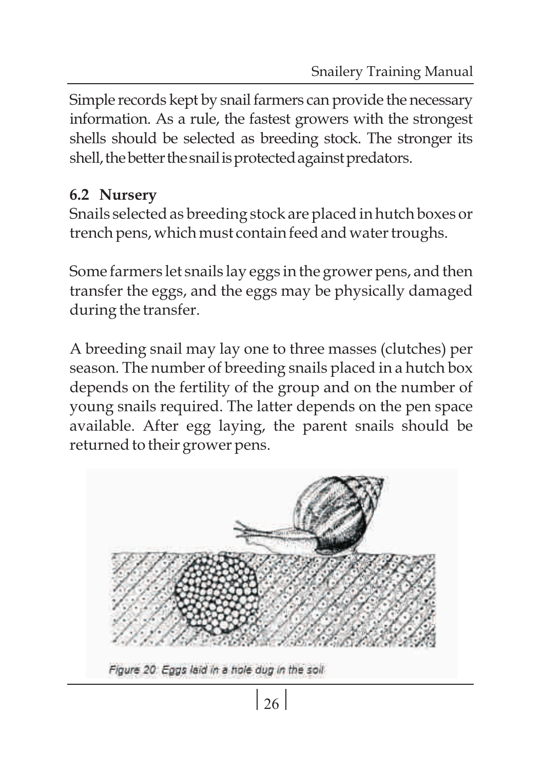Simple records kept by snail farmers can provide the necessary information. As a rule, the fastest growers with the strongest shells should be selected as breeding stock. The stronger its shell, the better the snail is protected against predators.

### 6.2 Nursery

Snails selected as breeding stock are placed in hutch boxes or trench pens, which must contain feed and water troughs.

Some farmers let snails lay eggs in the grower pens, and then transfer the eggs, and the eggs may be physically damaged during the transfer.

A breeding snail may lay one to three masses (clutches) per season. The number of breeding snails placed in a hutch box depends on the fertility of the group and on the number of young snails required. The latter depends on the pen space available. After egg laying, the parent snails should be returned to their grower pens.

*Figure 20 Eggs laid in a hole dug in the soil*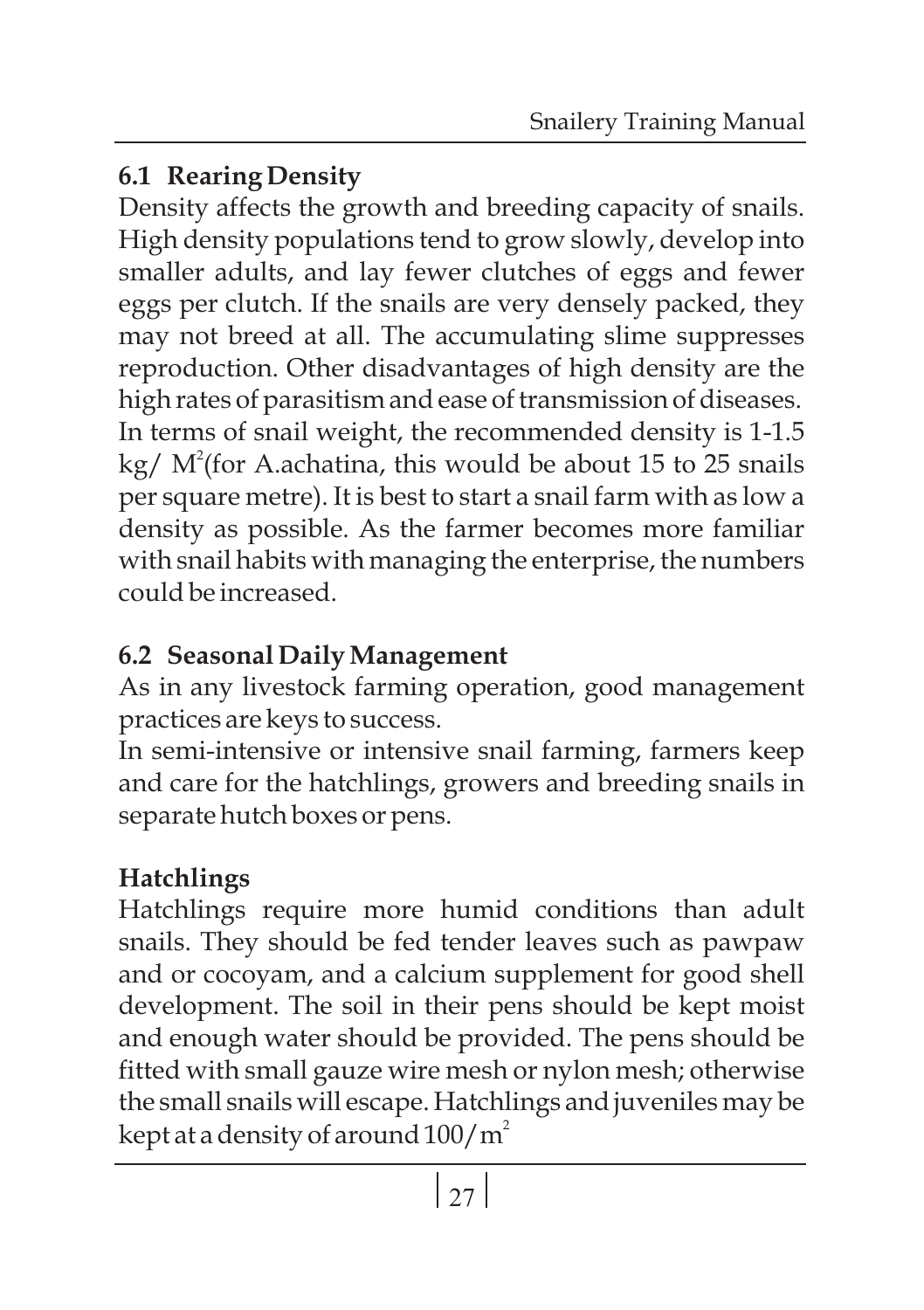## 6.1 Rearing Density

Density affects the growth and breeding capacity of snails. High density populations tend to grow slowly, develop into smaller adults, and lay fewer clutches of eggs and fewer eggs per clutch. If the snails are very densely packed, they may not breed at all. The accumulating slime suppresses reproduction. Other disadvantages of high density are the high rates of parasitism and ease of transmission of diseases. In terms of snail weight, the recommended density is 1-1.5 kg/ $M^2$(for A.achatina, this would be about 15 to 25 snails per square metre). It is best to start a snail farm with as low a density as possible. As the farmer becomes more familiar with snail habits with managing the enterprise, the numbers could be increased.

## 6.2 Seasonal Daily Management

As in any livestock farming operation, good management practices are keys to success.

In semi-intensive or intensive snail farming, farmers keep and care for the hatchlings, growers and breeding snails in separate hutch boxes or pens.

### Hatchlings

Hatchlings require more humid conditions than adult snails. They should be fed tender leaves such as pawpaw and or cocoyam, and a calcium supplement for good shell development. The soil in their pens should be kept moist and enough water should be provided. The pens should be fitted with small gauze wire mesh or nylon mesh; otherwise the small snails will escape. Hatchlings and juveniles may be kept at a density of around $100/m^2$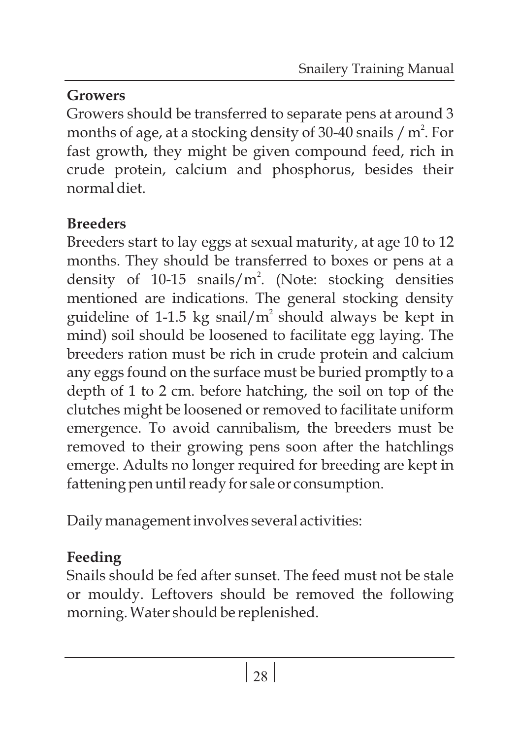**Growers**

Growers should be transferred to separate pens at around 3 months of age, at a stocking density of 30-40 snails / $m^2$. For fast growth, they might be given compound feed, rich in crude protein, calcium and phosphorus, besides their normal diet.

**Breeders**

Breeders start to lay eggs at sexual maturity, at age 10 to 12 months. They should be transferred to boxes or pens at a density of 10-15 snails/$m^2$. (Note: stocking densities mentioned are indications. The general stocking density guideline of 1-1.5 kg snail/$m^2$ should always be kept in mind) soil should be loosened to facilitate egg laying. The breeders ration must be rich in crude protein and calcium any eggs found on the surface must be buried promptly to a depth of 1 to 2 cm. before hatching, the soil on top of the clutches might be loosened or removed to facilitate uniform emergence. To avoid cannibalism, the breeders must be removed to their growing pens soon after the hatchlings emerge. Adults no longer required for breeding are kept in fattening pen until ready for sale or consumption.

Daily management involves several activities:

**Feeding**

Snails should be fed after sunset. The feed must not be stale or mouldy. Leftovers should be removed the following morning. Water should be replenished.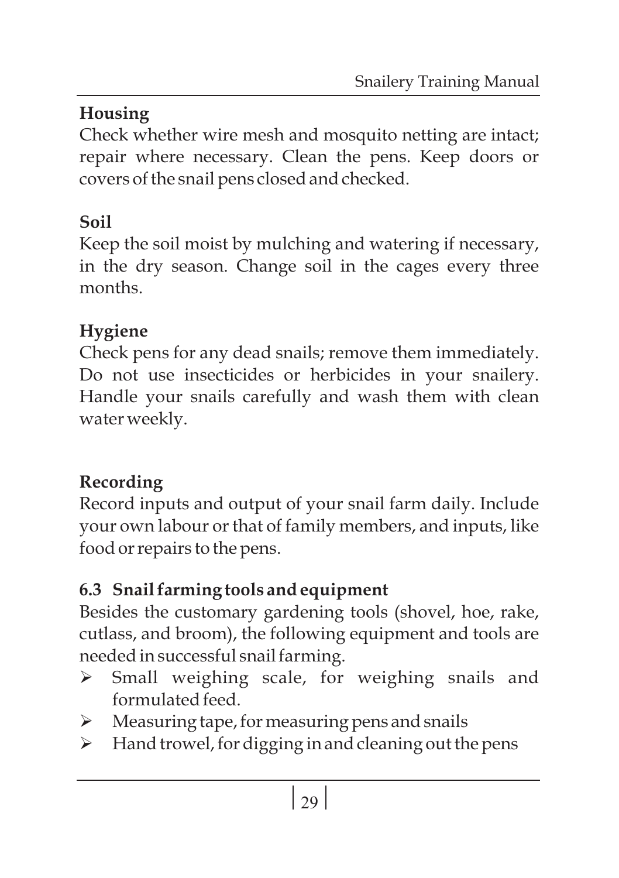**Housing**

Check whether wire mesh and mosquito netting are intact; repair where necessary. Clean the pens. Keep doors or covers of the snail pens closed and checked.

**Soil**

Keep the soil moist by mulching and watering if necessary, in the dry season. Change soil in the cages every three months.

**Hygiene**

Check pens for any dead snails; remove them immediately. Do not use insecticides or herbicides in your snailery. Handle your snails carefully and wash them with clean water weekly.

**Recording**

Record inputs and output of your snail farm daily. Include your own labour or that of family members, and inputs, like food or repairs to the pens.

### 6.3 Snail farming tools and equipment

Besides the customary gardening tools (shovel, hoe, rake, cutlass, and broom), the following equipment and tools are needed in successful snail farming.

- Small weighing scale, for weighing snails and formulated feed.
- Measuring tape, for measuring pens and snails
- Hand trowel, for digging in and cleaning out the pens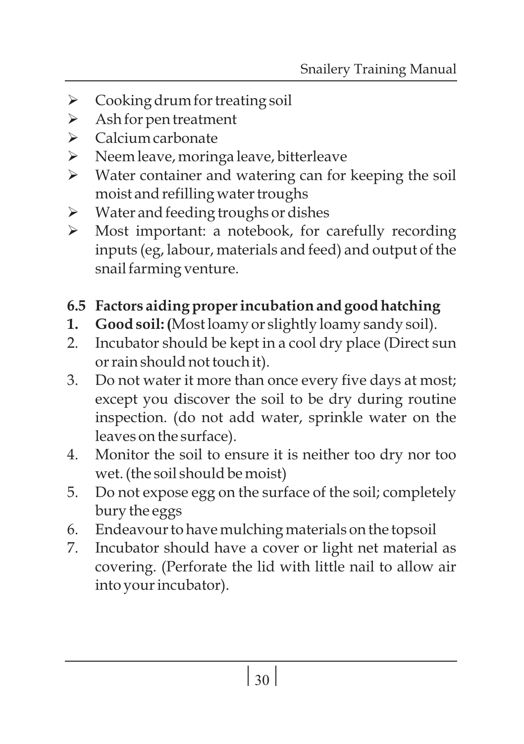- Cooking drum for treating soil
- Ash for pen treatment
- Calcium carbonate
- Neem leave, moringa leave, bitterleave
- Water container and watering can for keeping the soil moist and refilling water troughs
- Water and feeding troughs or dishes
- Most important: a notebook, for carefully recording inputs (eg, labour, materials and feed) and output of the snail farming venture.

## 6.5 Factors aiding proper incubation and good hatching

1. **Good soil: (**Most loamy or slightly loamy sandy soil).
2. Incubator should be kept in a cool dry place (Direct sun or rain should not touch it).
3. Do not water it more than once every five days at most; except you discover the soil to be dry during routine inspection. (do not add water, sprinkle water on the leaves on the surface).
4. Monitor the soil to ensure it is neither too dry nor too wet. (the soil should be moist)
5. Do not expose egg on the surface of the soil; completely bury the eggs
6. Endeavour to have mulching materials on the topsoil
7. Incubator should have a cover or light net material as covering. (Perforate the lid with little nail to allow air into your incubator).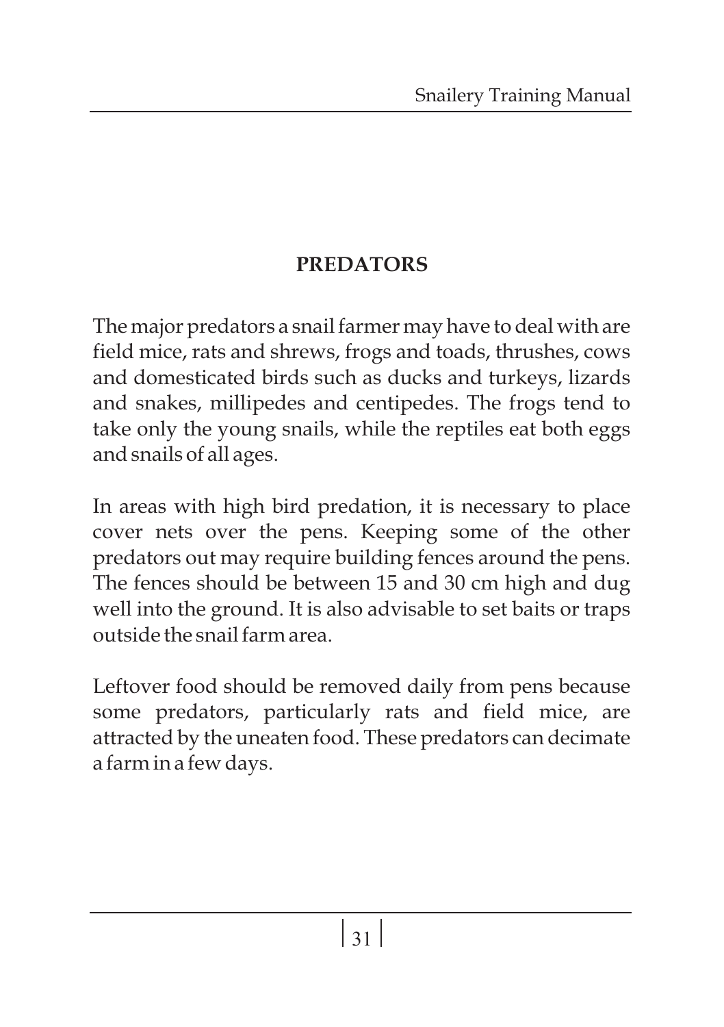## PREDATORS

The major predators a snail farmer may have to deal with are field mice, rats and shrews, frogs and toads, thrushes, cows and domesticated birds such as ducks and turkeys, lizards and snakes, millipedes and centipedes. The frogs tend to take only the young snails, while the reptiles eat both eggs and snails of all ages.

In areas with high bird predation, it is necessary to place cover nets over the pens. Keeping some of the other predators out may require building fences around the pens. The fences should be between 15 and 30 cm high and dug well into the ground. It is also advisable to set baits or traps outside the snail farm area.

Leftover food should be removed daily from pens because some predators, particularly rats and field mice, are attracted by the uneaten food. These predators can decimate a farm in a few days.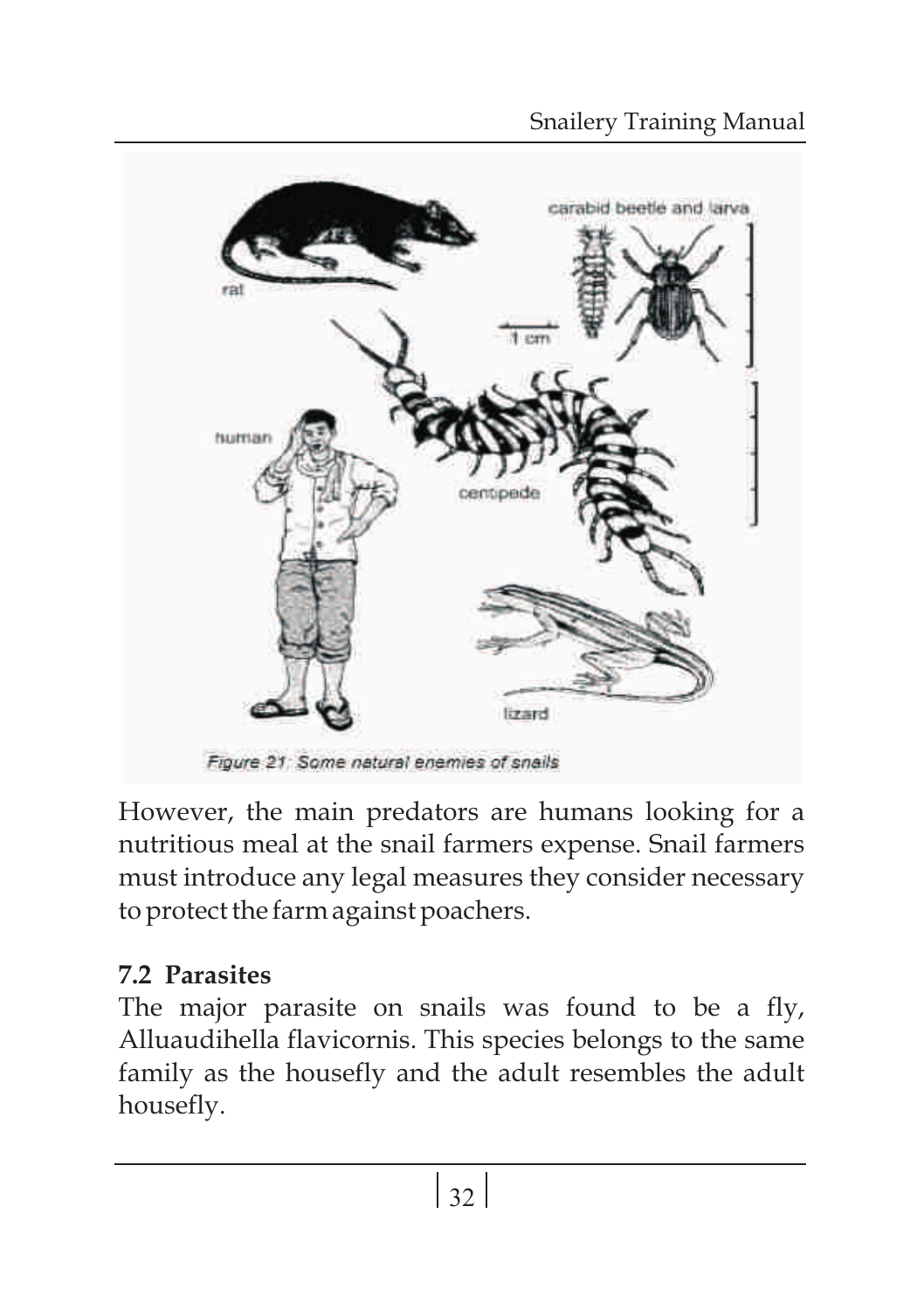Figure 21: Some natural enemies of snails

However, the main predators are humans looking for a nutritious meal at the snail farmers expense. Snail farmers must introduce any legal measures they consider necessary to protect the farm against poachers.

### 7.2 Parasites

The major parasite on snails was found to be a fly, Alluaudihella flavicornis. This species belongs to the same family as the housefly and the adult resembles the adult housefly.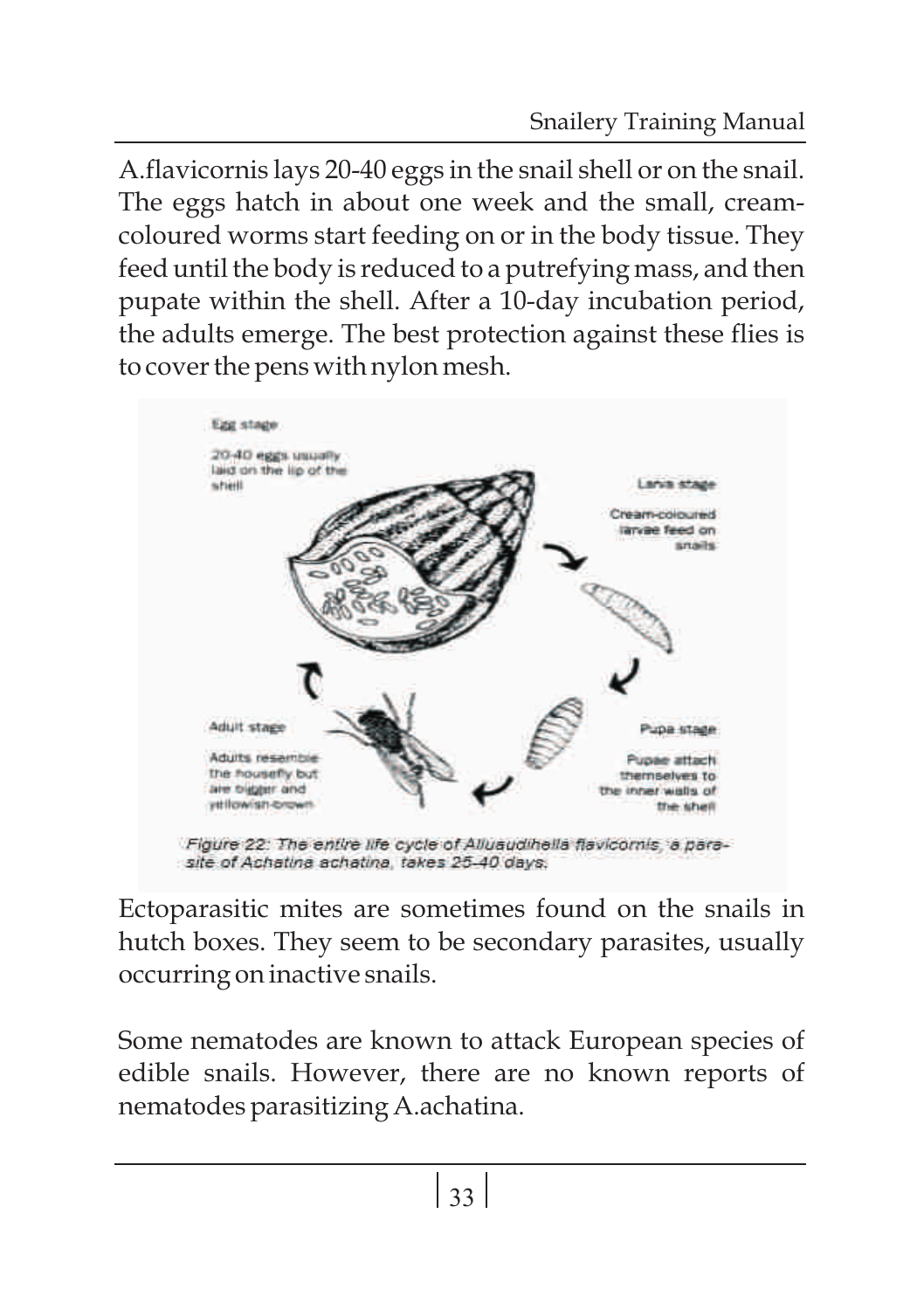A.flavicornis lays 20-40 eggs in the snail shell or on the snail. The eggs hatch in about one week and the small, cream-coloured worms start feeding on or in the body tissue. They feed until the body is reduced to a putrefying mass, and then pupate within the shell. After a 10-day incubation period, the adults emerge. The best protection against these flies is to cover the pens with nylon mesh.

Egg stage

20-40 eggs usually laid on the lip of the shell

Larva stage

Cream-coloured larvae feed on snails

Pupa stage

Pupae attach themselves to the inner walls of the shell

Adult stage

Adults resemble the housefly but are bigger and yellowish-brown

*Figure 22: The entire life cycle of Alluaudihella flavicornis, a parasite of Achatina achatina, takes 25-40 days.*

Ectoparasitic mites are sometimes found on the snails in hutch boxes. They seem to be secondary parasites, usually occurring on inactive snails.

Some nematodes are known to attack European species of edible snails. However, there are no known reports of nematodes parasitizing A.achatina.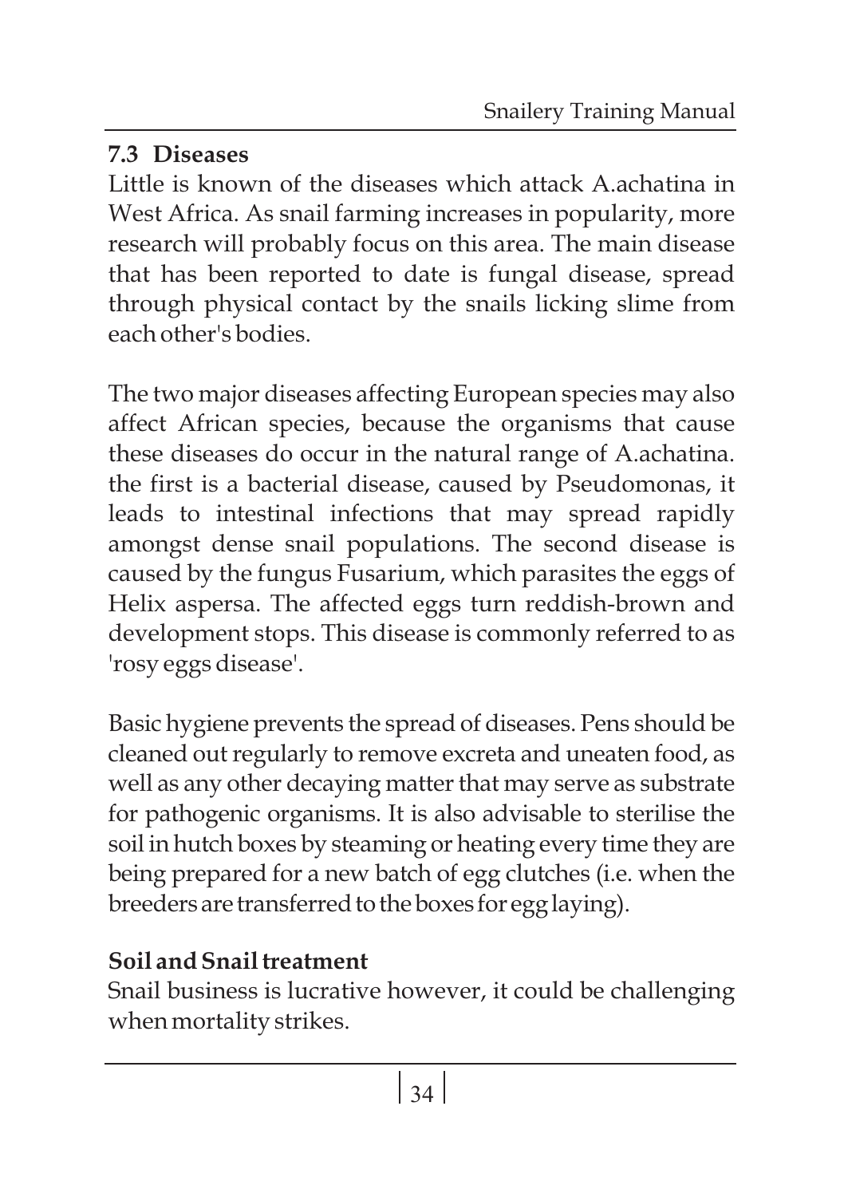### 7.3 Diseases

Little is known of the diseases which attack A.achatina in West Africa. As snail farming increases in popularity, more research will probably focus on this area. The main disease that has been reported to date is fungal disease, spread through physical contact by the snails licking slime from each other's bodies.

The two major diseases affecting European species may also affect African species, because the organisms that cause these diseases do occur in the natural range of A.achatina. the first is a bacterial disease, caused by Pseudomonas, it leads to intestinal infections that may spread rapidly amongst dense snail populations. The second disease is caused by the fungus Fusarium, which parasites the eggs of Helix aspersa. The affected eggs turn reddish-brown and development stops. This disease is commonly referred to as 'rosy eggs disease'.

Basic hygiene prevents the spread of diseases. Pens should be cleaned out regularly to remove excreta and uneaten food, as well as any other decaying matter that may serve as substrate for pathogenic organisms. It is also advisable to sterilise the soil in hutch boxes by steaming or heating every time they are being prepared for a new batch of egg clutches (i.e. when the breeders are transferred to the boxes for egg laying).

**Soil and Snail treatment**

Snail business is lucrative however, it could be challenging when mortality strikes.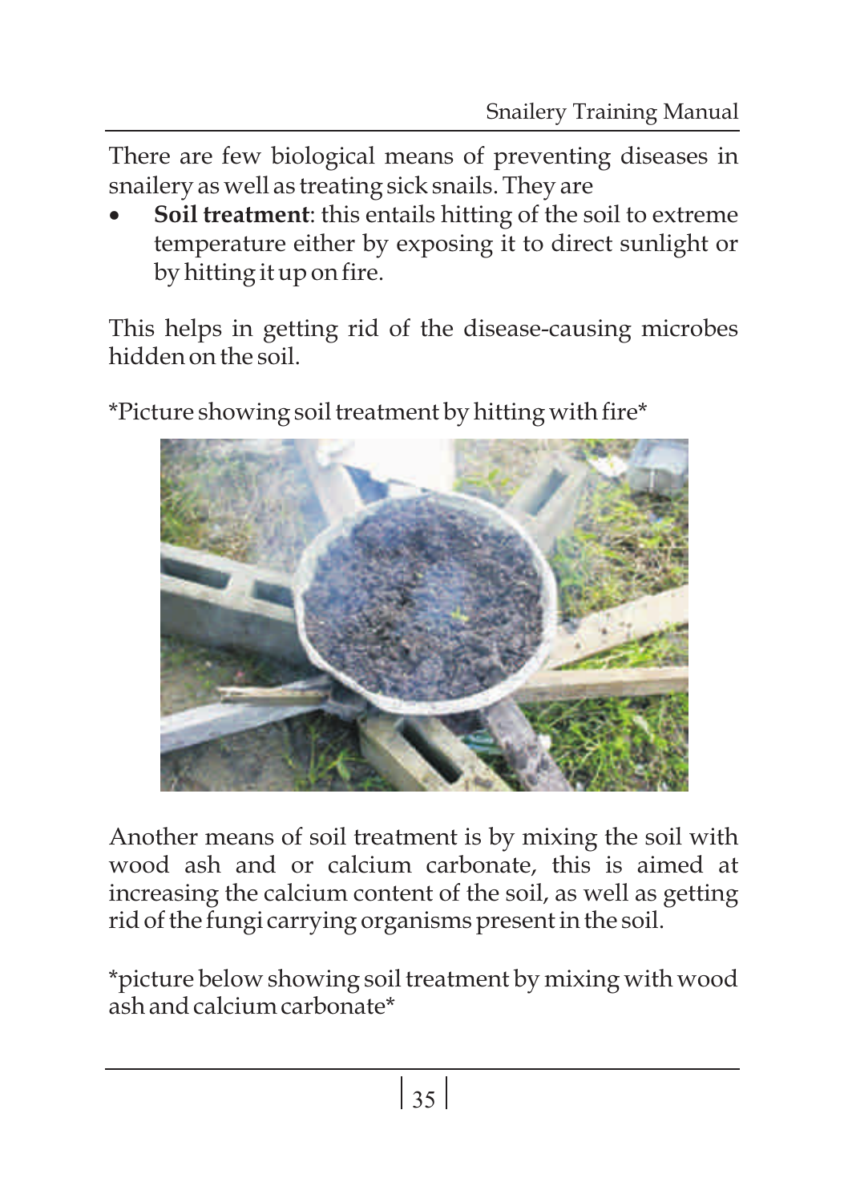There are few biological means of preventing diseases in snailery as well as treating sick snails. They are

- **Soil treatment**: this entails hitting of the soil to extreme temperature either by exposing it to direct sunlight or by hitting it up on fire.

This helps in getting rid of the disease-causing microbes hidden on the soil.

*Picture showing soil treatment by hitting with fire*

Another means of soil treatment is by mixing the soil with wood ash and or calcium carbonate, this is aimed at increasing the calcium content of the soil, as well as getting rid of the fungi carrying organisms present in the soil.

*picture below showing soil treatment by mixing with wood ash and calcium carbonate*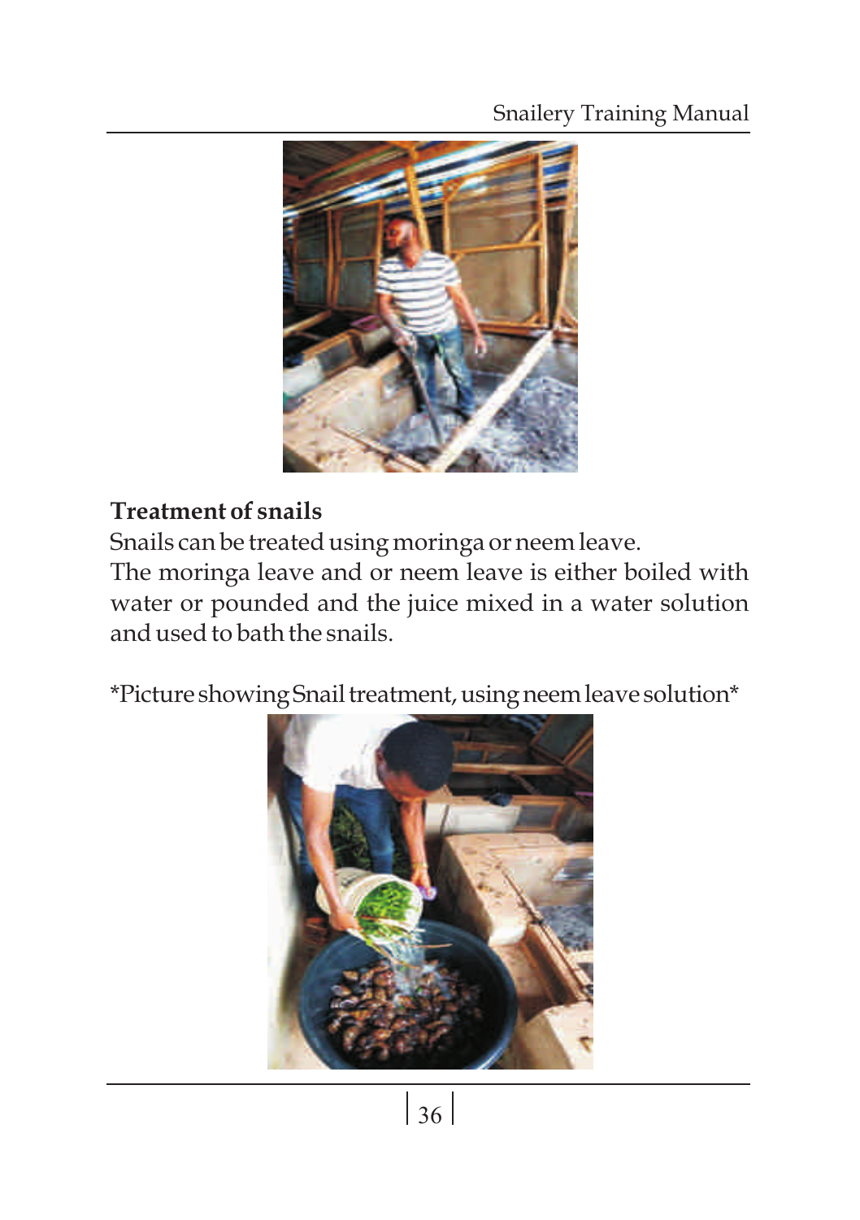**Treatment of snails**

Snails can be treated using moringa or neem leave.

The moringa leave and or neem leave is either boiled with water or pounded and the juice mixed in a water solution and used to bath the snails.

*Picture showing Snail treatment, using neem leave solution*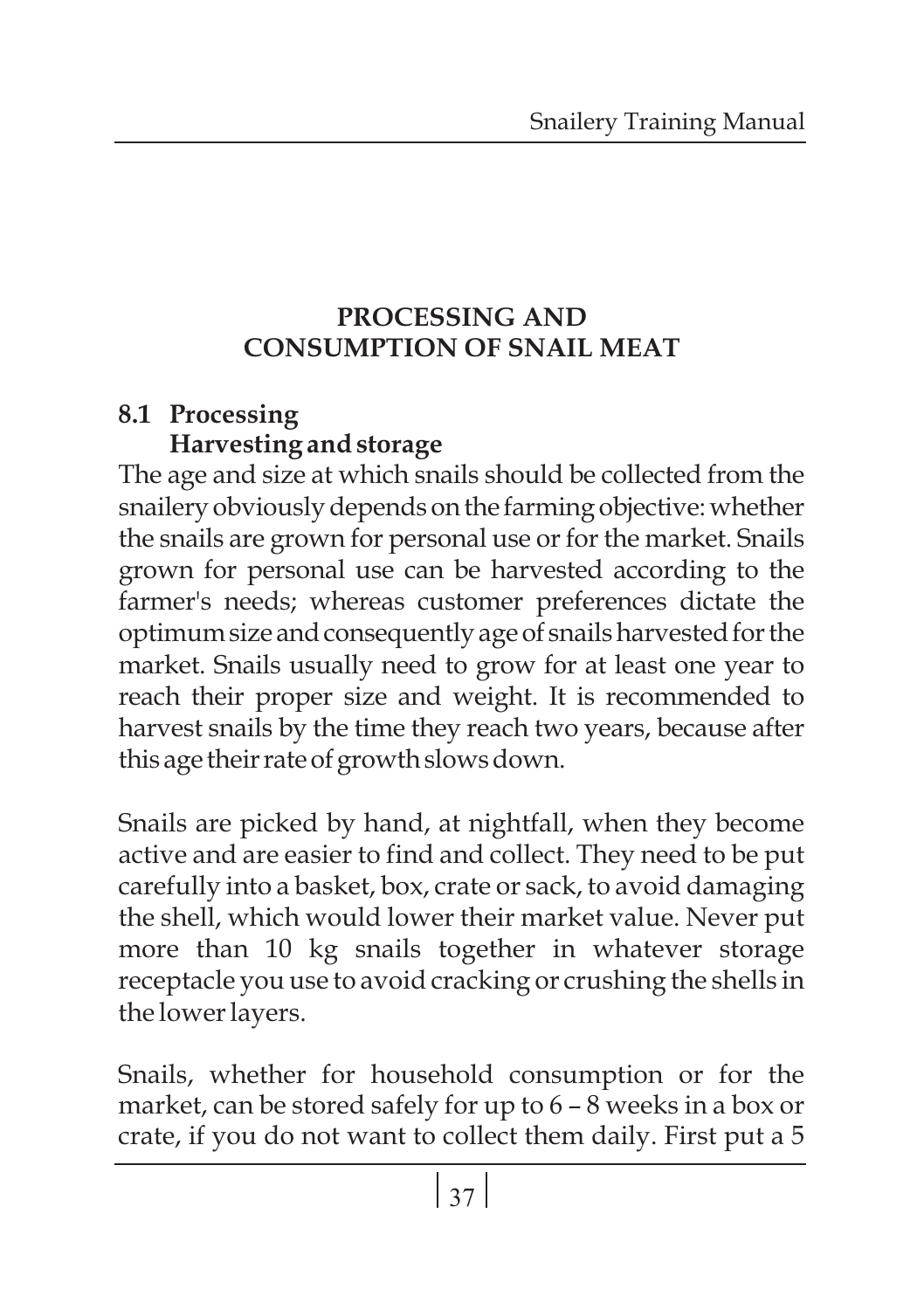# PROCESSING AND CONSUMPTION OF SNAIL MEAT

## 8.1 Processing

### Harvesting and storage

The age and size at which snails should be collected from the snailery obviously depends on the farming objective: whether the snails are grown for personal use or for the market. Snails grown for personal use can be harvested according to the farmer's needs; whereas customer preferences dictate the optimum size and consequently age of snails harvested for the market. Snails usually need to grow for at least one year to reach their proper size and weight. It is recommended to harvest snails by the time they reach two years, because after this age their rate of growth slows down.

Snails are picked by hand, at nightfall, when they become active and are easier to find and collect. They need to be put carefully into a basket, box, crate or sack, to avoid damaging the shell, which would lower their market value. Never put more than 10 kg snails together in whatever storage receptacle you use to avoid cracking or crushing the shells in the lower layers.

Snails, whether for household consumption or for the market, can be stored safely for up to 6 – 8 weeks in a box or crate, if you do not want to collect them daily. First put a 5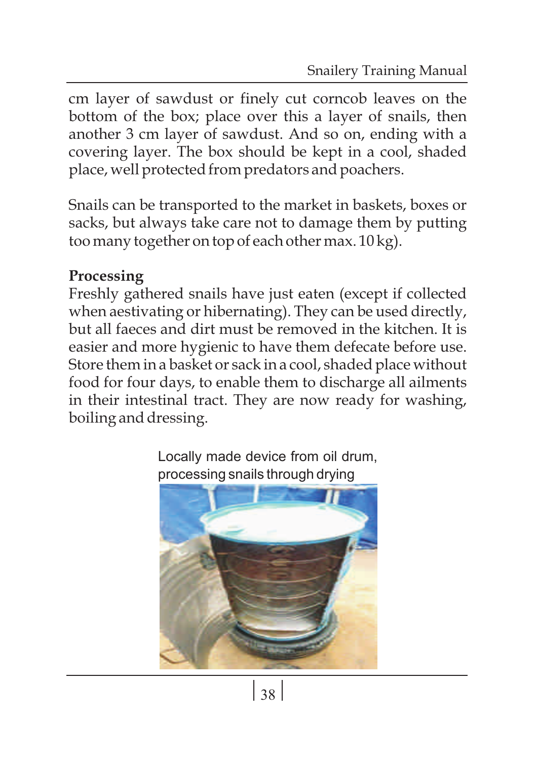cm layer of sawdust or finely cut corncob leaves on the bottom of the box; place over this a layer of snails, then another 3 cm layer of sawdust. And so on, ending with a covering layer. The box should be kept in a cool, shaded place, well protected from predators and poachers.

Snails can be transported to the market in baskets, boxes or sacks, but always take care not to damage them by putting too many together on top of each other max. 10 kg).

**Processing**

Freshly gathered snails have just eaten (except if collected when aestivating or hibernating). They can be used directly, but all faeces and dirt must be removed in the kitchen. It is easier and more hygienic to have them defecate before use. Store them in a basket or sack in a cool, shaded place without food for four days, to enable them to discharge all ailments in their intestinal tract. They are now ready for washing, boiling and dressing.

Locally made device from oil drum, processing snails through drying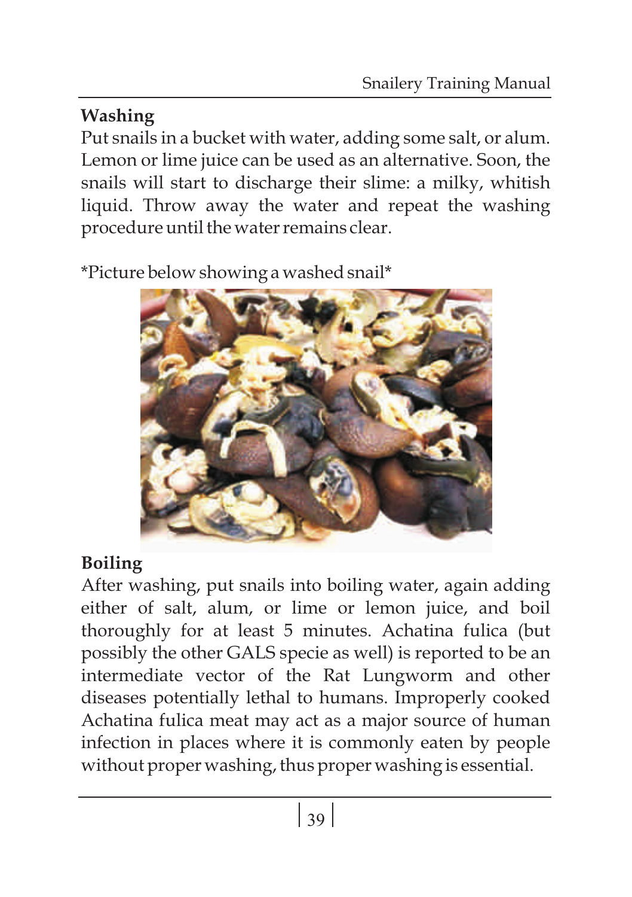## Washing

Put snails in a bucket with water, adding some salt, or alum. Lemon or lime juice can be used as an alternative. Soon, the snails will start to discharge their slime: a milky, whitish liquid. Throw away the water and repeat the washing procedure until the water remains clear.

*Picture below showing a washed snail*

## Boiling

After washing, put snails into boiling water, again adding either of salt, alum, or lime or lemon juice, and boil thoroughly for at least 5 minutes. Achatina fulica (but possibly the other GALS specie as well) is reported to be an intermediate vector of the Rat Lungworm and other diseases potentially lethal to humans. Improperly cooked Achatina fulica meat may act as a major source of human infection in places where it is commonly eaten by people without proper washing, thus proper washing is essential.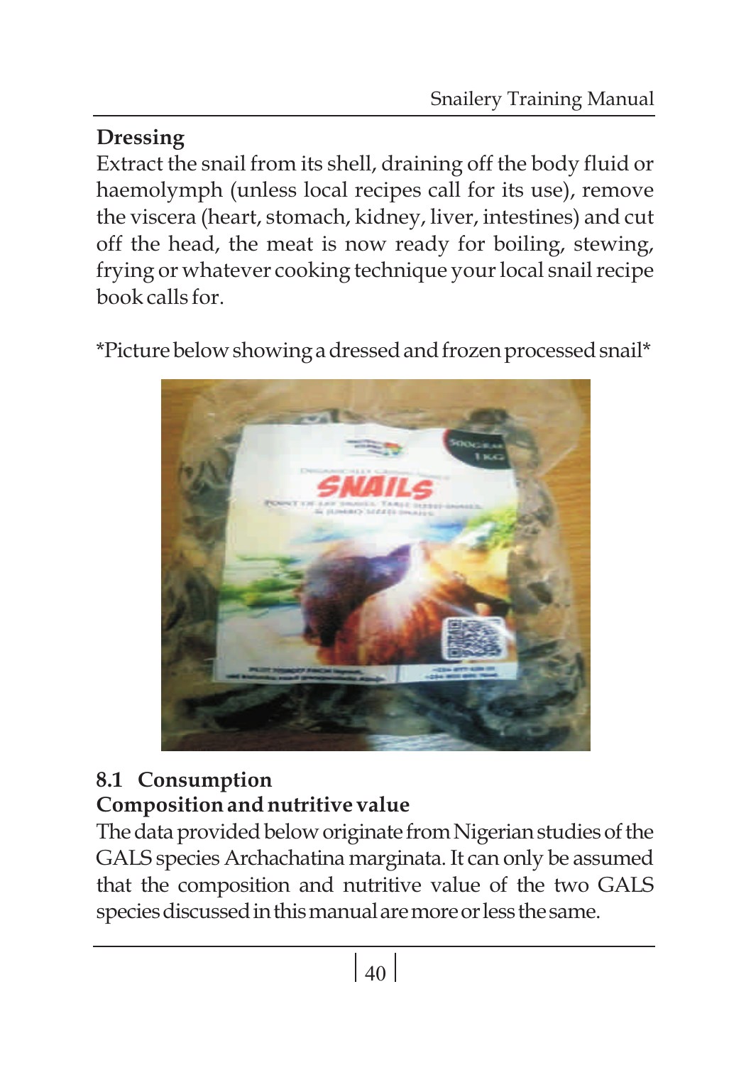## Dressing

Extract the snail from its shell, draining off the body fluid or haemolymph (unless local recipes call for its use), remove the viscera (heart, stomach, kidney, liver, intestines) and cut off the head, the meat is now ready for boiling, stewing, frying or whatever cooking technique your local snail recipe book calls for.

*Picture below showing a dressed and frozen processed snail*

## 8.1 Consumption

### Composition and nutritive value

The data provided below originate from Nigerian studies of the GALS species Archachatina marginata. It can only be assumed that the composition and nutritive value of the two GALS species discussed in this manual are more or less the same.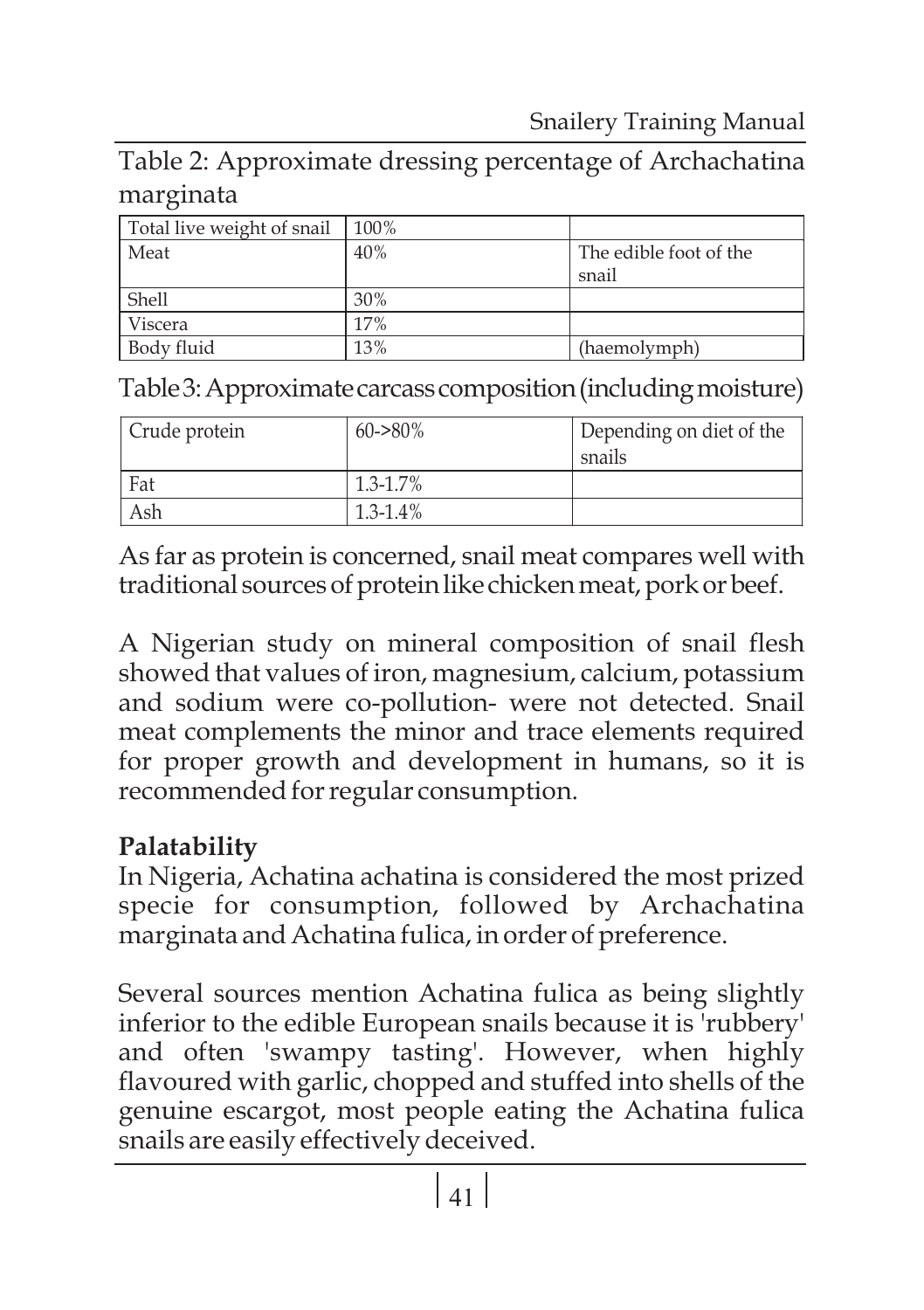Table 2: Approximate dressing percentage of Archachatina marginata

| Total live weight of snail | 100% | |
| --- | --- | --- |
| Meat | 40% | The edible foot of the snail |
| Shell | 30% | |
| Viscera | 17% | |
| Body fluid | 13% | (haemolymph) |

Table 3: Approximate carcass composition (including moisture)

| Crude protein | 60->80% | Depending on diet of the snails |
| --- | --- | --- |
| Fat | 1.3-1.7% | |
| Ash | 1.3-1.4% | |

As far as protein is concerned, snail meat compares well with traditional sources of protein like chicken meat, pork or beef.

A Nigerian study on mineral composition of snail flesh showed that values of iron, magnesium, calcium, potassium and sodium were co-pollution- were not detected. Snail meat complements the minor and trace elements required for proper growth and development in humans, so it is recommended for regular consumption.

**Palatability**

In Nigeria, Achatina achatina is considered the most prized specie for consumption, followed by Archachatina marginata and Achatina fulica, in order of preference.

Several sources mention Achatina fulica as being slightly inferior to the edible European snails because it is 'rubbery' and often 'swampy tasting'. However, when highly flavoured with garlic, chopped and stuffed into shells of the genuine escargot, most people eating the Achatina fulica snails are easily effectively deceived.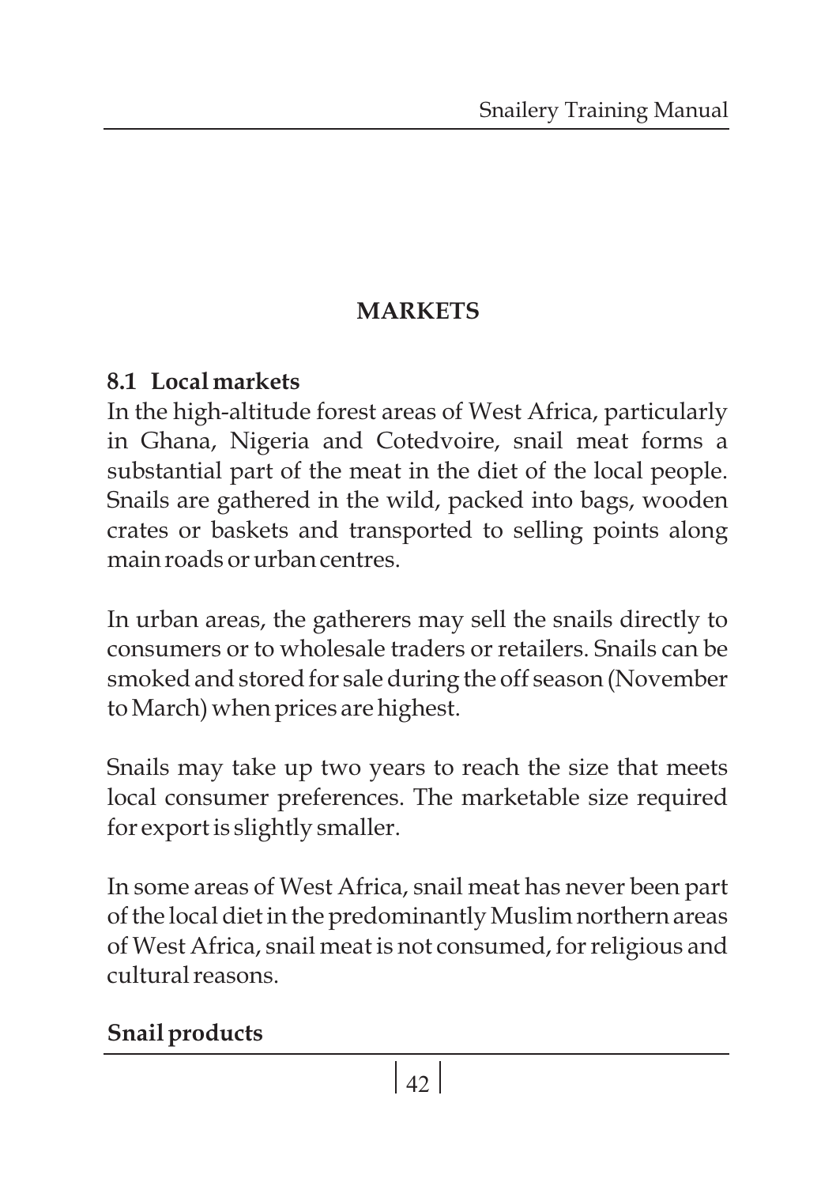# MARKETS

## 8.1 Local markets

In the high-altitude forest areas of West Africa, particularly in Ghana, Nigeria and Cotedvoire, snail meat forms a substantial part of the meat in the diet of the local people. Snails are gathered in the wild, packed into bags, wooden crates or baskets and transported to selling points along main roads or urban centres.

In urban areas, the gatherers may sell the snails directly to consumers or to wholesale traders or retailers. Snails can be smoked and stored for sale during the off season (November to March) when prices are highest.

Snails may take up two years to reach the size that meets local consumer preferences. The marketable size required for export is slightly smaller.

In some areas of West Africa, snail meat has never been part of the local diet in the predominantly Muslim northern areas of West Africa, snail meat is not consumed, for religious and cultural reasons.

**Snail products**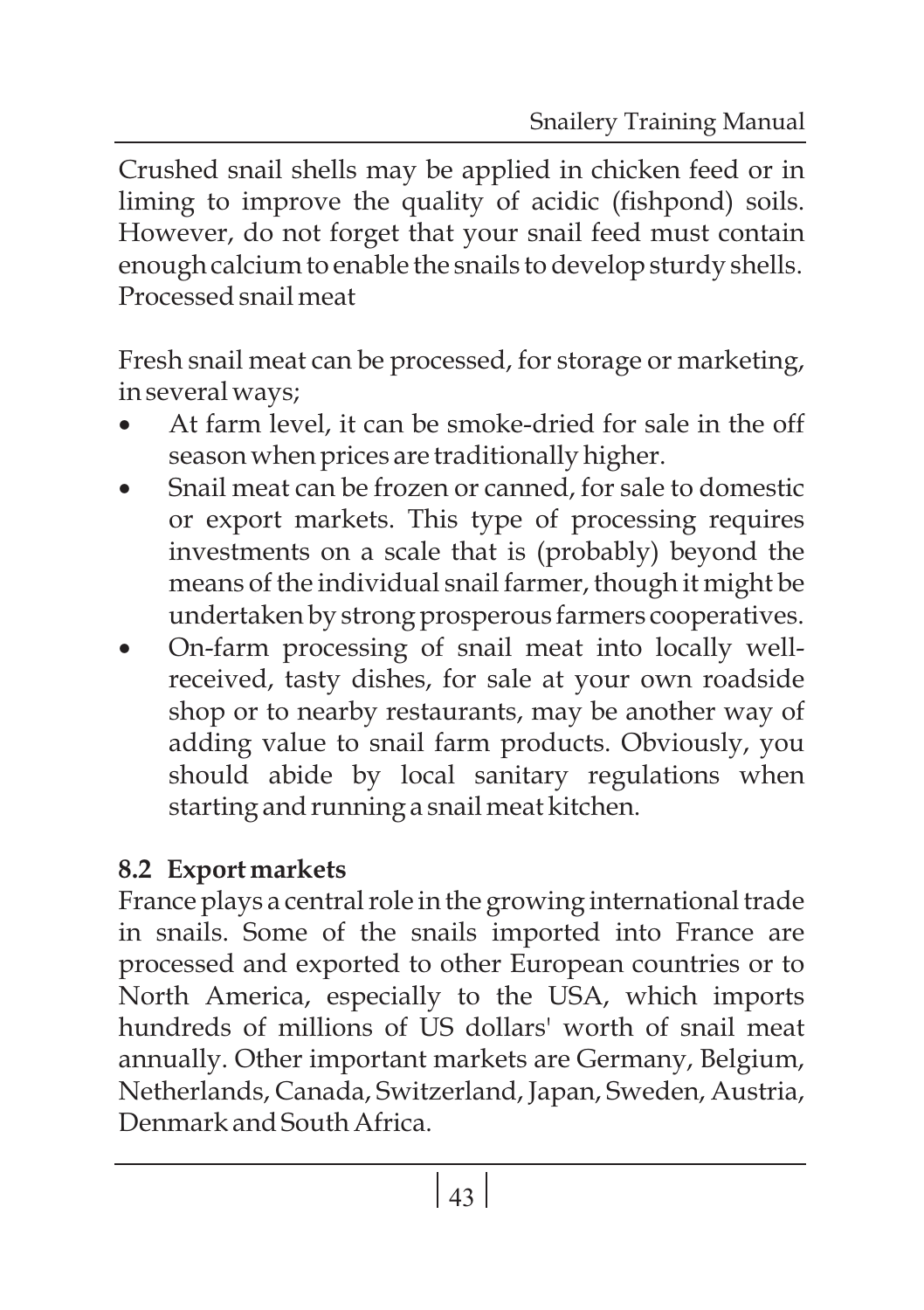Crushed snail shells may be applied in chicken feed or in liming to improve the quality of acidic (fishpond) soils. However, do not forget that your snail feed must contain enough calcium to enable the snails to develop sturdy shells.

Processed snail meat

Fresh snail meat can be processed, for storage or marketing, in several ways;

- At farm level, it can be smoke-dried for sale in the off season when prices are traditionally higher.
- Snail meat can be frozen or canned, for sale to domestic or export markets. This type of processing requires investments on a scale that is (probably) beyond the means of the individual snail farmer, though it might be undertaken by strong prosperous farmers cooperatives.
- On-farm processing of snail meat into locally well-received, tasty dishes, for sale at your own roadside shop or to nearby restaurants, may be another way of adding value to snail farm products. Obviously, you should abide by local sanitary regulations when starting and running a snail meat kitchen.

## 8.2 Export markets

France plays a central role in the growing international trade in snails. Some of the snails imported into France are processed and exported to other European countries or to North America, especially to the USA, which imports hundreds of millions of US dollars' worth of snail meat annually. Other important markets are Germany, Belgium, Netherlands, Canada, Switzerland, Japan, Sweden, Austria, Denmark and South Africa.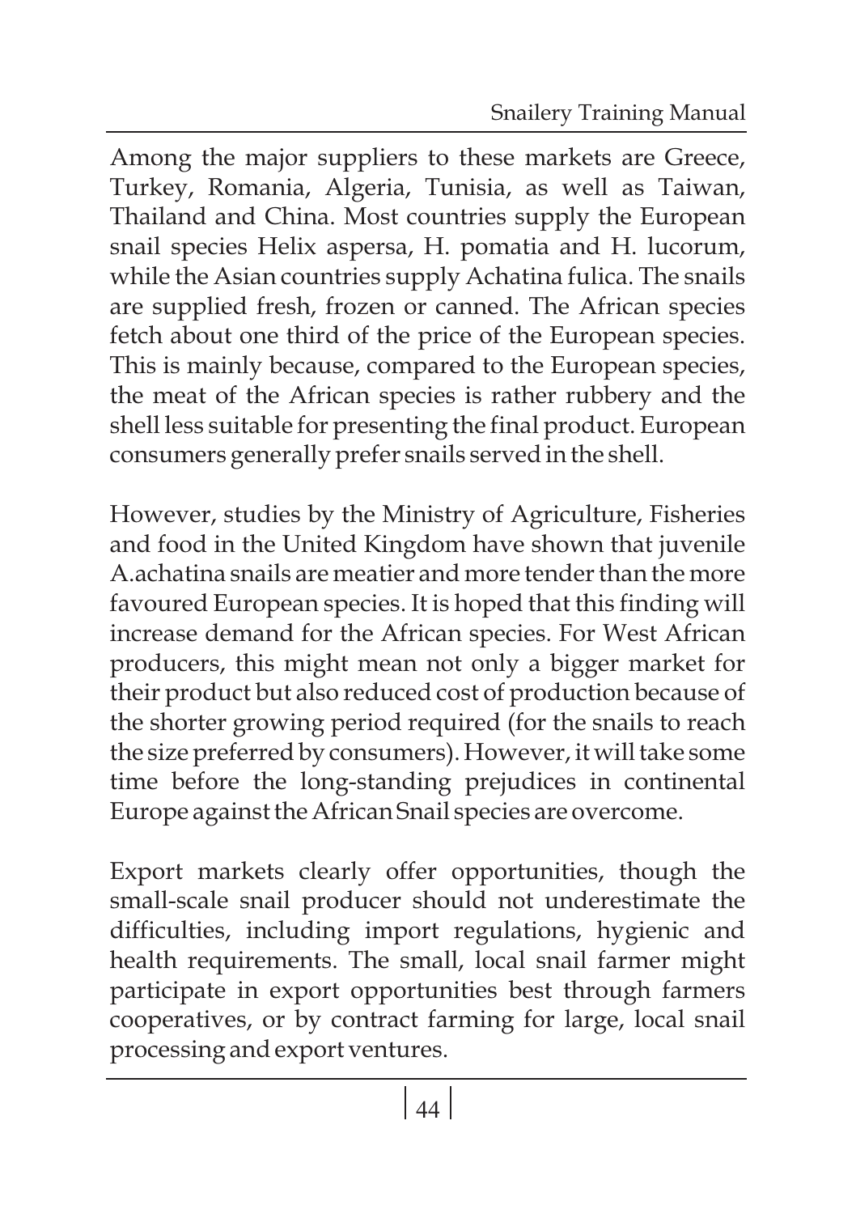Among the major suppliers to these markets are Greece, Turkey, Romania, Algeria, Tunisia, as well as Taiwan, Thailand and China. Most countries supply the European snail species Helix aspersa, H. pomatia and H. lucorum, while the Asian countries supply Achatina fulica. The snails are supplied fresh, frozen or canned. The African species fetch about one third of the price of the European species. This is mainly because, compared to the European species, the meat of the African species is rather rubbery and the shell less suitable for presenting the final product. European consumers generally prefer snails served in the shell.

However, studies by the Ministry of Agriculture, Fisheries and food in the United Kingdom have shown that juvenile A.achatina snails are meatier and more tender than the more favoured European species. It is hoped that this finding will increase demand for the African species. For West African producers, this might mean not only a bigger market for their product but also reduced cost of production because of the shorter growing period required (for the snails to reach the size preferred by consumers). However, it will take some time before the long-standing prejudices in continental Europe against the African Snail species are overcome.

Export markets clearly offer opportunities, though the small-scale snail producer should not underestimate the difficulties, including import regulations, hygienic and health requirements. The small, local snail farmer might participate in export opportunities best through farmers cooperatives, or by contract farming for large, local snail processing and export ventures.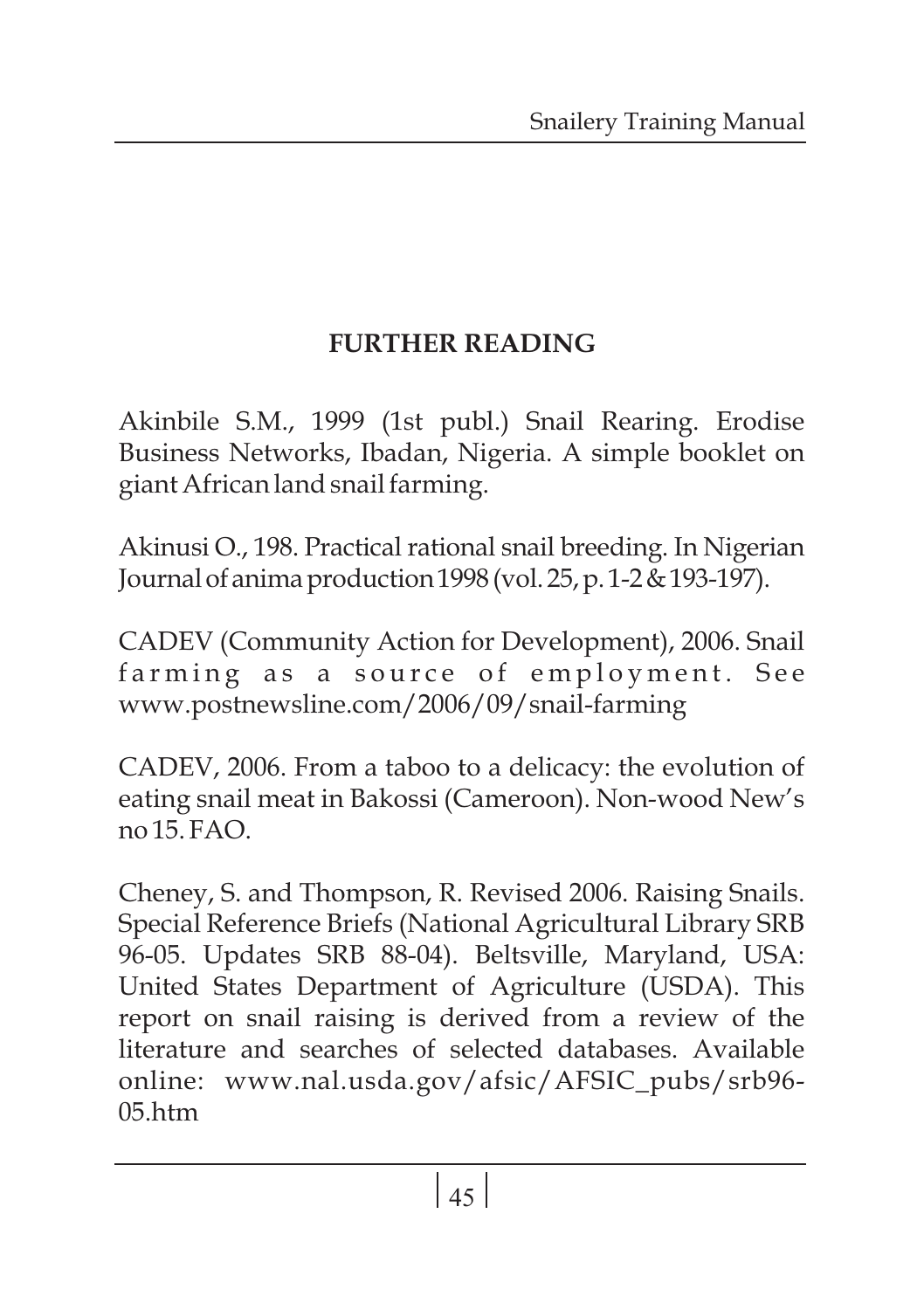## FURTHER READING

Akinbile S.M., 1999 (1st publ.) Snail Rearing. Erodise Business Networks, Ibadan, Nigeria. A simple booklet on giant African land snail farming.

Akinusi O., 198. Practical rational snail breeding. In Nigerian Journal of anima production 1998 (vol. 25, p. 1-2 & 193-197).

CADEV (Community Action for Development), 2006. Snail farming as a source of employment. See www.postnewsline.com/2006/09/snail-farming

CADEV, 2006. From a taboo to a delicacy: the evolution of eating snail meat in Bakossi (Cameroon). Non-wood New's no 15. FAO.

Cheney, S. and Thompson, R. Revised 2006. Raising Snails. Special Reference Briefs (National Agricultural Library SRB 96-05. Updates SRB 88-04). Beltsville, Maryland, USA: United States Department of Agriculture (USDA). This report on snail raising is derived from a review of the literature and searches of selected databases. Available online: www.nal.usda.gov/afsic/AFSIC_pubs/srb96-05.htm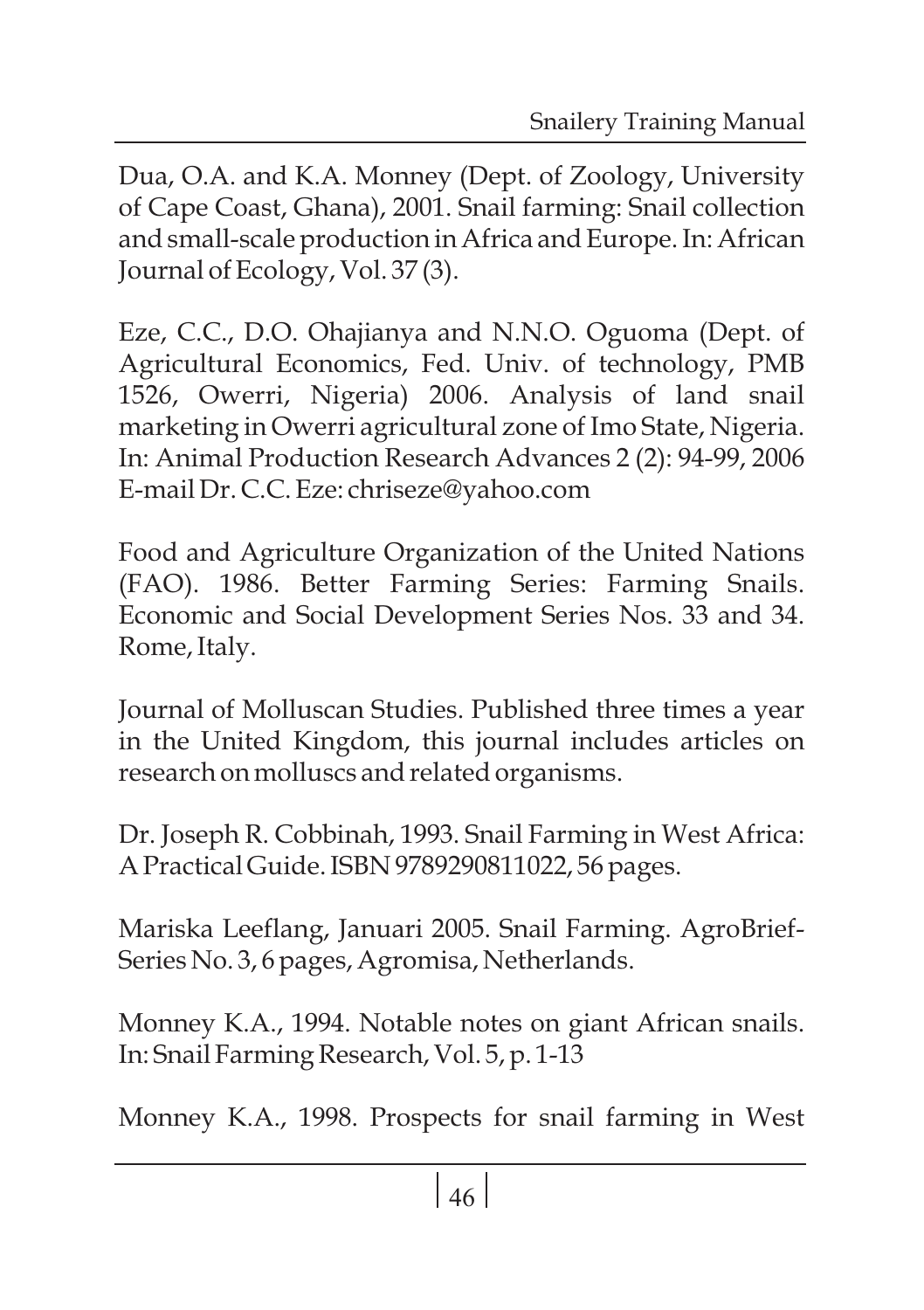Dua, O.A. and K.A. Monney (Dept. of Zoology, University of Cape Coast, Ghana), 2001. Snail farming: Snail collection and small-scale production in Africa and Europe. In: African Journal of Ecology, Vol. 37 (3).

Eze, C.C., D.O. Ohajianya and N.N.O. Oguoma (Dept. of Agricultural Economics, Fed. Univ. of technology, PMB 1526, Owerri, Nigeria) 2006. Analysis of land snail marketing in Owerri agricultural zone of Imo State, Nigeria. In: Animal Production Research Advances 2 (2): 94-99, 2006 E-mail Dr. C.C. Eze: chriseze@yahoo.com

Food and Agriculture Organization of the United Nations (FAO). 1986. Better Farming Series: Farming Snails. Economic and Social Development Series Nos. 33 and 34. Rome, Italy.

Journal of Molluscan Studies. Published three times a year in the United Kingdom, this journal includes articles on research on molluscs and related organisms.

Dr. Joseph R. Cobbinah, 1993. Snail Farming in West Africa: A Practical Guide. ISBN 9789290811022, 56 pages.

Mariska Leeflang, Januari 2005. Snail Farming. AgroBrief-Series No. 3, 6 pages, Agromisa, Netherlands.

Monney K.A., 1994. Notable notes on giant African snails. In: Snail Farming Research, Vol. 5, p. 1-13

Monney K.A., 1998. Prospects for snail farming in West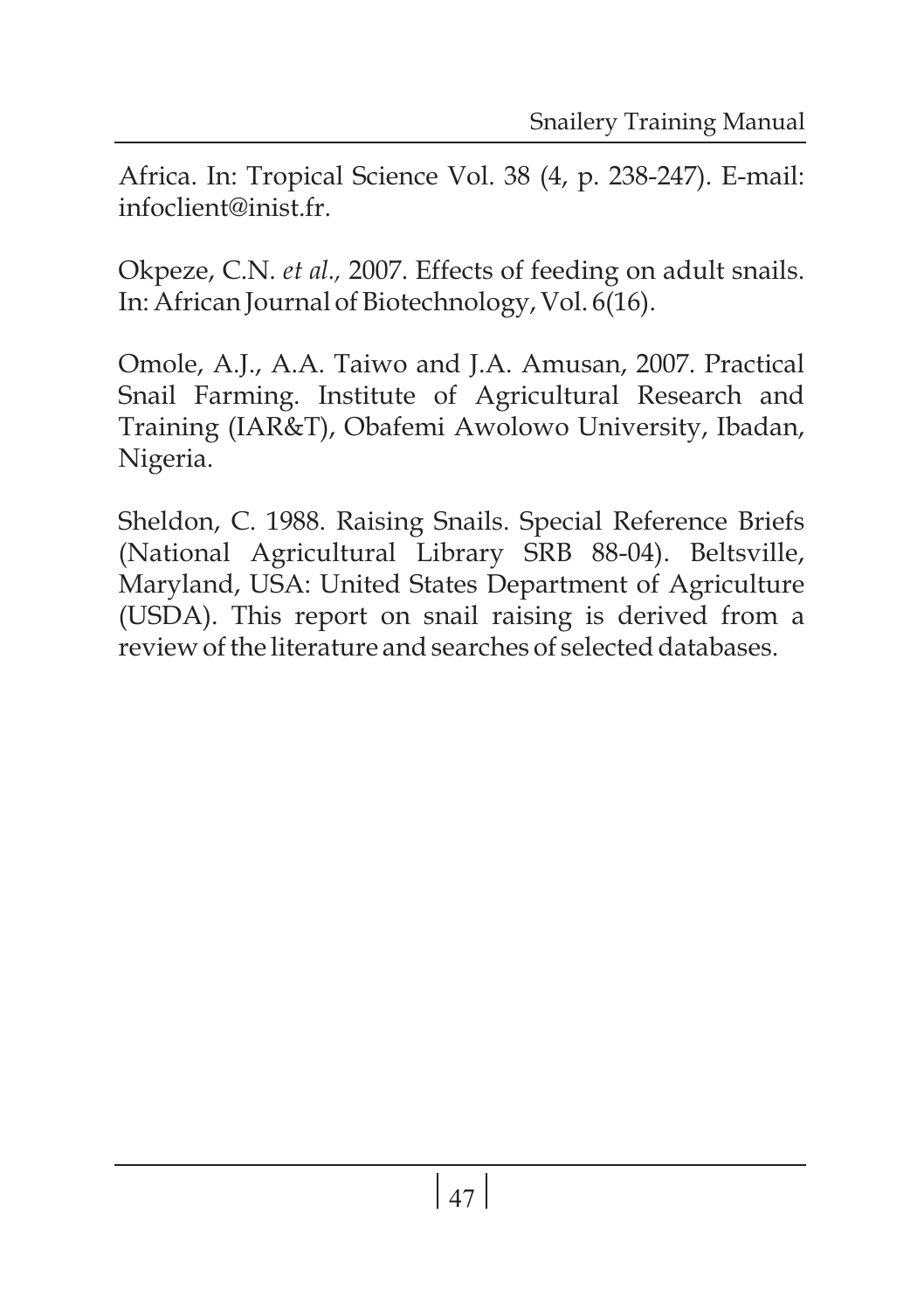Africa. In: Tropical Science Vol. 38 (4, p. 238-247). E-mail: infoclient@inist.fr.

Okpeze, C.N. *et al.,* 2007. Effects of feeding on adult snails. In: African Journal of Biotechnology, Vol. 6(16).

Omole, A.J., A.A. Taiwo and J.A. Amusan, 2007. Practical Snail Farming. Institute of Agricultural Research and Training (IAR&T), Obafemi Awolowo University, Ibadan, Nigeria.

Sheldon, C. 1988. Raising Snails. Special Reference Briefs (National Agricultural Library SRB 88-04). Beltsville, Maryland, USA: United States Department of Agriculture (USDA). This report on snail raising is derived from a review of the literature and searches of selected databases.